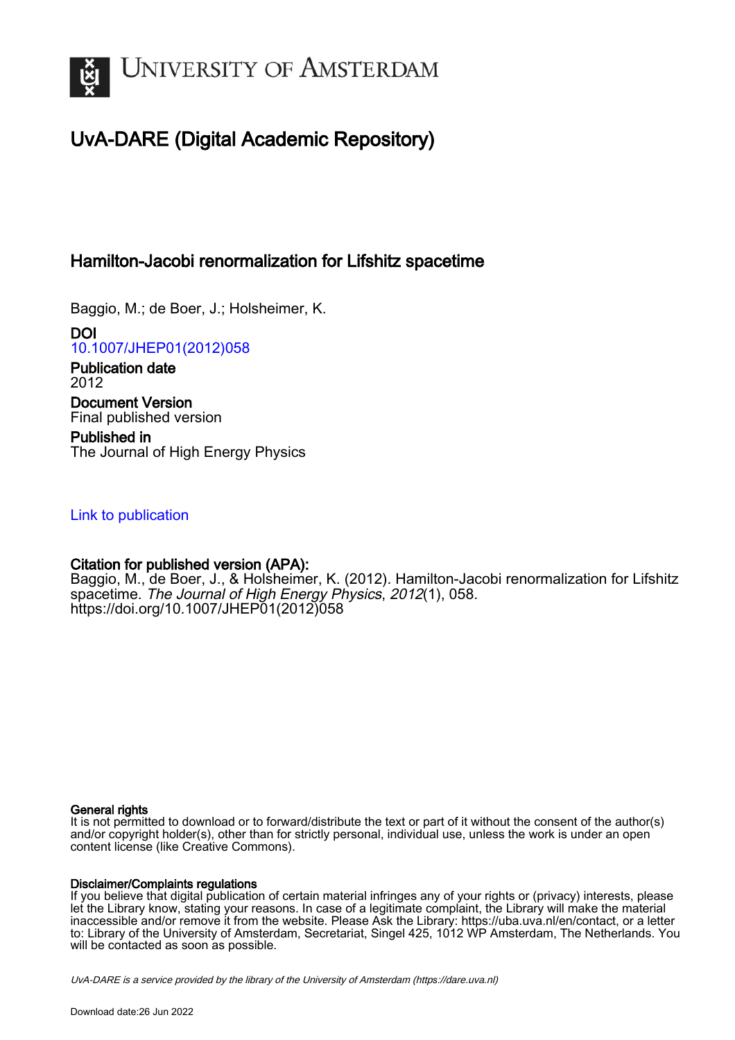UNIVERSITY OF AMSTERDAM

# UvA-DARE (Digital Academic Repository)

## Hamilton-Jacobi renormalization for Lifshitz spacetime

Baggio, M.; de Boer, J.; Holsheimer, K.

**DOI**
10.1007/JHEP01(2012)058

**Publication date**
2012

**Document Version**
Final published version

**Published in**
The Journal of High Energy Physics

Link to publication

**Citation for published version (APA):**
Baggio, M., de Boer, J., & Holsheimer, K. (2012). Hamilton-Jacobi renormalization for Lifshitz spacetime. *The Journal of High Energy Physics*, *2012*(1), 058. https://doi.org/10.1007/JHEP01(2012)058

**General rights**
It is not permitted to download or to forward/distribute the text or part of it without the consent of the author(s) and/or copyright holder(s), other than for strictly personal, individual use, unless the work is under an open content license (like Creative Commons).

**Disclaimer/Complaints regulations**
If you believe that digital publication of certain material infringes any of your rights or (privacy) interests, please let the Library know, stating your reasons. In case of a legitimate complaint, the Library will make the material inaccessible and/or remove it from the website. Please Ask the Library: https://uba.uva.nl/en/contact, or a letter to: Library of the University of Amsterdam, Secretariat, Singel 425, 1012 WP Amsterdam, The Netherlands. You will be contacted as soon as possible.

*UvA-DARE is a service provided by the library of the University of Amsterdam (https://dare.uva.nl)*

Download date:26 Jun 2022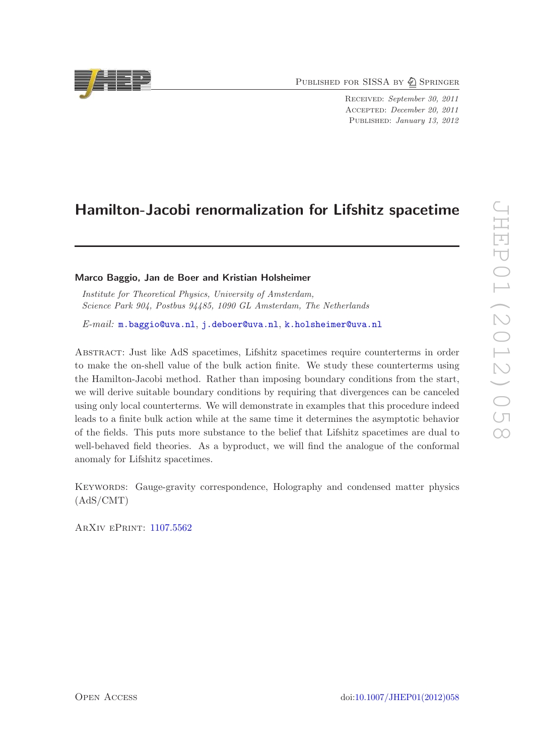# Hamilton-Jacobi renormalization for Lifshitz spacetime

**Marco Baggio, Jan de Boer and Kristian Holsheimer**

*Institute for Theoretical Physics, University of Amsterdam,*
*Science Park 904, Postbus 94485, 1090 GL Amsterdam, The Netherlands*

*E-mail:* m.baggio@uva.nl, j.deboer@uva.nl, k.holsheimer@uva.nl

Abstract: Just like AdS spacetimes, Lifshitz spacetimes require counterterms in order to make the on-shell value of the bulk action finite. We study these counterterms using the Hamilton-Jacobi method. Rather than imposing boundary conditions from the start, we will derive suitable boundary conditions by requiring that divergences can be canceled using only local counterterms. We will demonstrate in examples that this procedure indeed leads to a finite bulk action while at the same time it determines the asymptotic behavior of the fields. This puts more substance to the belief that Lifshitz spacetimes are dual to well-behaved field theories. As a byproduct, we will find the analogue of the conformal anomaly for Lifshitz spacetimes.

Keywords: Gauge-gravity correspondence, Holography and condensed matter physics (AdS/CMT)

ArXiv ePrint: 1107.5562

Open Access

doi:10.1007/JHEP01(2012)058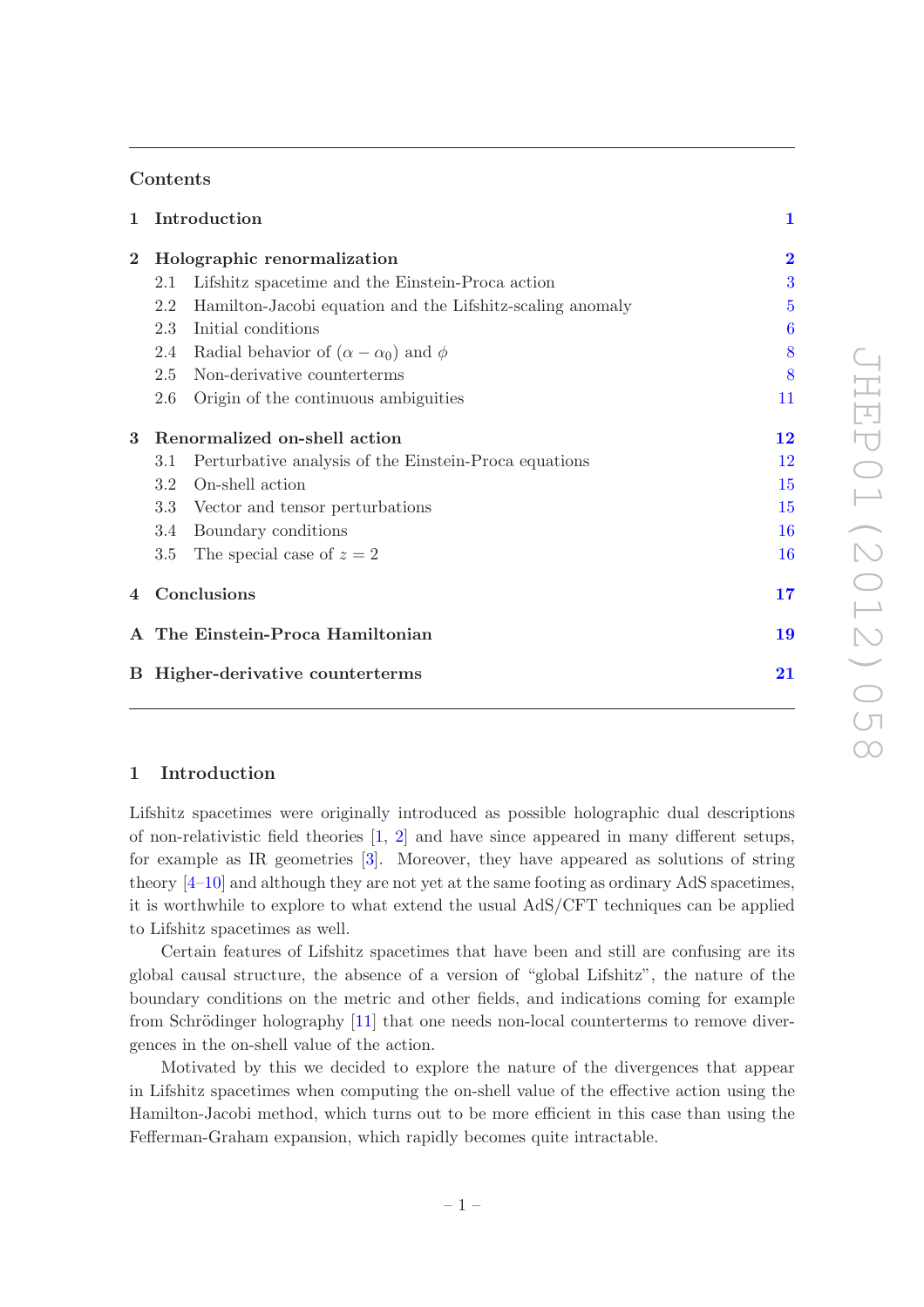## Contents

| | | |
|---|---|---|
| **1** | **Introduction** | **1** |
| **2** | **Holographic renormalization** | **2** |
| | 2.1 Lifshitz spacetime and the Einstein-Proca action | 3 |
| | 2.2 Hamilton-Jacobi equation and the Lifshitz-scaling anomaly | 5 |
| | 2.3 Initial conditions | 6 |
| | 2.4 Radial behavior of $(\alpha - \alpha_0)$ and $\phi$ | 8 |
| | 2.5 Non-derivative counterterms | 8 |
| | 2.6 Origin of the continuous ambiguities | 11 |
| **3** | **Renormalized on-shell action** | **12** |
| | 3.1 Perturbative analysis of the Einstein-Proca equations | 12 |
| | 3.2 On-shell action | 15 |
| | 3.3 Vector and tensor perturbations | 15 |
| | 3.4 Boundary conditions | 16 |
| | 3.5 The special case of $z = 2$ | 16 |
| **4** | **Conclusions** | **17** |
| **A** | **The Einstein-Proca Hamiltonian** | **19** |
| **B** | **Higher-derivative counterterms** | **21** |

## 1 Introduction

Lifshitz spacetimes were originally introduced as possible holographic dual descriptions of non-relativistic field theories [1, 2] and have since appeared in many different setups, for example as IR geometries [3]. Moreover, they have appeared as solutions of string theory [4–10] and although they are not yet at the same footing as ordinary AdS spacetimes, it is worthwhile to explore to what extend the usual AdS/CFT techniques can be applied to Lifshitz spacetimes as well.

Certain features of Lifshitz spacetimes that have been and still are confusing are its global causal structure, the absence of a version of "global Lifshitz", the nature of the boundary conditions on the metric and other fields, and indications coming for example from Schrödinger holography [11] that one needs non-local counterterms to remove divergences in the on-shell value of the action.

Motivated by this we decided to explore the nature of the divergences that appear in Lifshitz spacetimes when computing the on-shell value of the effective action using the Hamilton-Jacobi method, which turns out to be more efficient in this case than using the Fefferman-Graham expansion, which rapidly becomes quite intractable.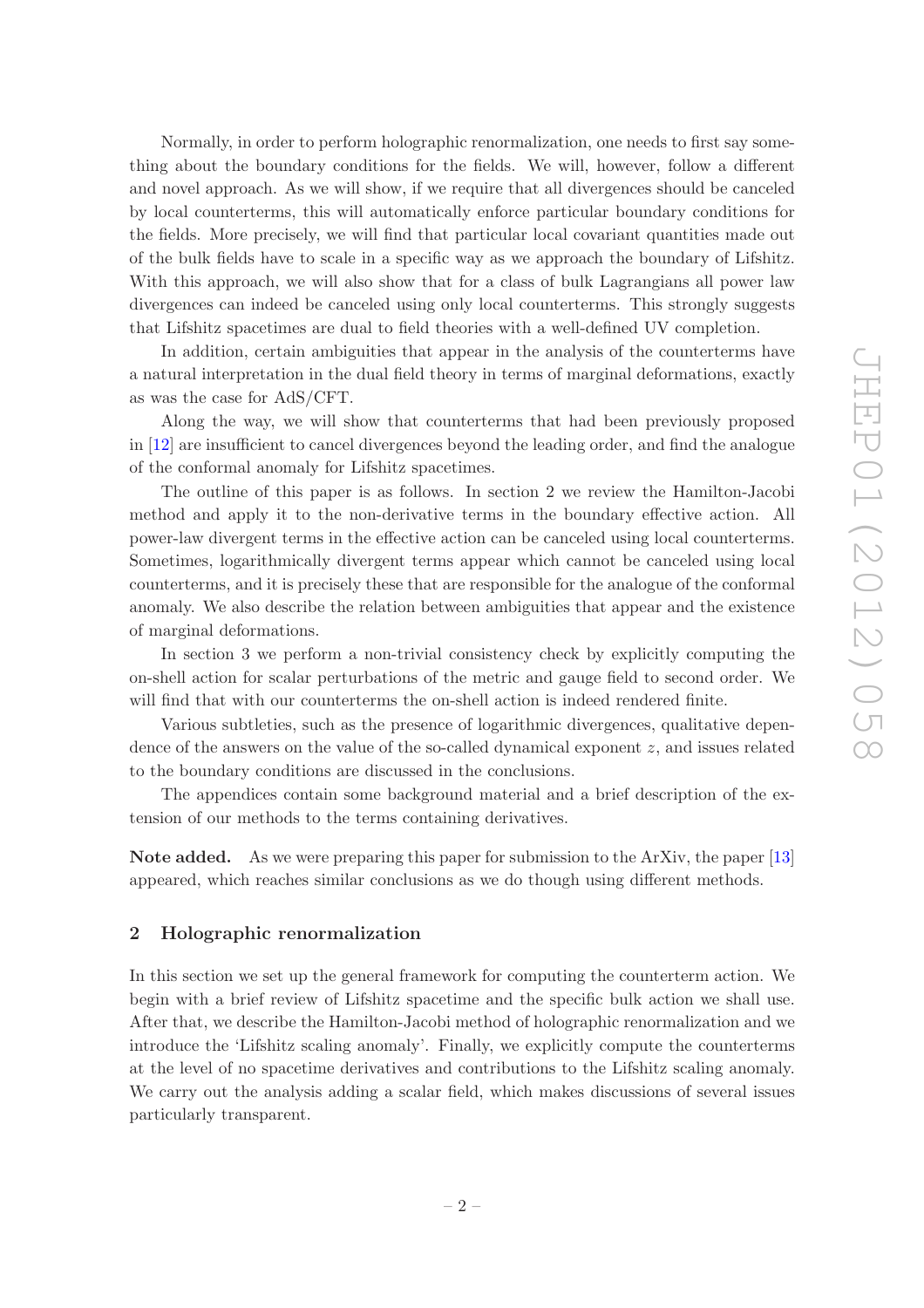Normally, in order to perform holographic renormalization, one needs to first say something about the boundary conditions for the fields. We will, however, follow a different and novel approach. As we will show, if we require that all divergences should be canceled by local counterterms, this will automatically enforce particular boundary conditions for the fields. More precisely, we will find that particular local covariant quantities made out of the bulk fields have to scale in a specific way as we approach the boundary of Lifshitz. With this approach, we will also show that for a class of bulk Lagrangians all power law divergences can indeed be canceled using only local counterterms. This strongly suggests that Lifshitz spacetimes are dual to field theories with a well-defined UV completion.

In addition, certain ambiguities that appear in the analysis of the counterterms have a natural interpretation in the dual field theory in terms of marginal deformations, exactly as was the case for AdS/CFT.

Along the way, we will show that counterterms that had been previously proposed in [12] are insufficient to cancel divergences beyond the leading order, and find the analogue of the conformal anomaly for Lifshitz spacetimes.

The outline of this paper is as follows. In section 2 we review the Hamilton-Jacobi method and apply it to the non-derivative terms in the boundary effective action. All power-law divergent terms in the effective action can be canceled using local counterterms. Sometimes, logarithmically divergent terms appear which cannot be canceled using local counterterms, and it is precisely these that are responsible for the analogue of the conformal anomaly. We also describe the relation between ambiguities that appear and the existence of marginal deformations.

In section 3 we perform a non-trivial consistency check by explicitly computing the on-shell action for scalar perturbations of the metric and gauge field to second order. We will find that with our counterterms the on-shell action is indeed rendered finite.

Various subtleties, such as the presence of logarithmic divergences, qualitative dependence of the answers on the value of the so-called dynamical exponent $z$, and issues related to the boundary conditions are discussed in the conclusions.

The appendices contain some background material and a brief description of the extension of our methods to the terms containing derivatives.

**Note added.** As we were preparing this paper for submission to the ArXiv, the paper [13] appeared, which reaches similar conclusions as we do though using different methods.

## 2 Holographic renormalization

In this section we set up the general framework for computing the counterterm action. We begin with a brief review of Lifshitz spacetime and the specific bulk action we shall use. After that, we describe the Hamilton-Jacobi method of holographic renormalization and we introduce the 'Lifshitz scaling anomaly'. Finally, we explicitly compute the counterterms at the level of no spacetime derivatives and contributions to the Lifshitz scaling anomaly. We carry out the analysis adding a scalar field, which makes discussions of several issues particularly transparent.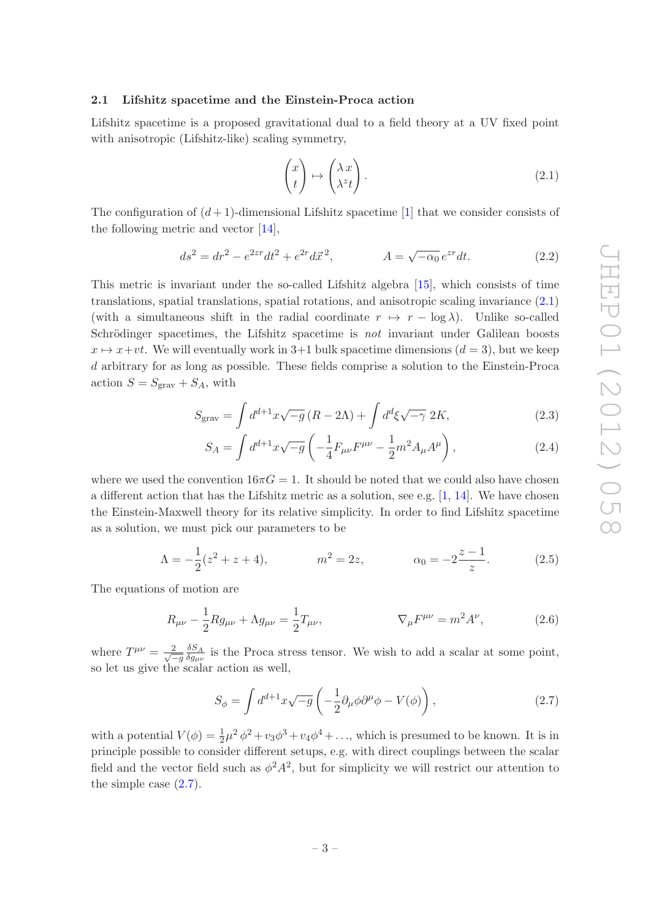### 2.1 Lifshitz spacetime and the Einstein-Proca action

Lifshitz spacetime is a proposed gravitational dual to a field theory at a UV fixed point with anisotropic (Lifshitz-like) scaling symmetry,

$$\begin{pmatrix} x \\ t \end{pmatrix} \mapsto \begin{pmatrix} \lambda\, x \\ \lambda^z t \end{pmatrix}. \tag{2.1}$$

The configuration of $(d+1)$-dimensional Lifshitz spacetime [1] that we consider consists of the following metric and vector [14],

$$ds^2 = dr^2 - e^{2zr}dt^2 + e^{2r}d\vec{x}^{\,2}, \qquad\qquad A = \sqrt{-\alpha_0}\, e^{zr}dt. \tag{2.2}$$

This metric is invariant under the so-called Lifshitz algebra [15], which consists of time translations, spatial translations, spatial rotations, and anisotropic scaling invariance (2.1) (with a simultaneous shift in the radial coordinate $r \mapsto r - \log \lambda$). Unlike so-called Schrödinger spacetimes, the Lifshitz spacetime is *not* invariant under Galilean boosts $x \mapsto x+vt$. We will eventually work in 3+1 bulk spacetime dimensions ($d=3$), but we keep $d$ arbitrary for as long as possible. These fields comprise a solution to the Einstein-Proca action $S = S_{\text{grav}} + S_A$, with

$$S_{\text{grav}} = \int d^{d+1}x\sqrt{-g}\,(R - 2\Lambda) + \int d^d\xi\sqrt{-\gamma}\; 2K, \tag{2.3}$$

$$S_A = \int d^{d+1}x\sqrt{-g}\left(-\frac{1}{4}F_{\mu\nu}F^{\mu\nu} - \frac{1}{2}m^2 A_\mu A^\mu\right), \tag{2.4}$$

where we used the convention $16\pi G = 1$. It should be noted that we could also have chosen a different action that has the Lifshitz metric as a solution, see e.g. [1, 14]. We have chosen the Einstein-Maxwell theory for its relative simplicity. In order to find Lifshitz spacetime as a solution, we must pick our parameters to be

$$\Lambda = -\frac{1}{2}(z^2+z+4), \qquad\qquad m^2 = 2z, \qquad\qquad \alpha_0 = -2\frac{z-1}{z}. \tag{2.5}$$

The equations of motion are

$$R_{\mu\nu} - \frac{1}{2}Rg_{\mu\nu} + \Lambda g_{\mu\nu} = \frac{1}{2}T_{\mu\nu}, \qquad\qquad \nabla_\mu F^{\mu\nu} = m^2 A^\nu, \tag{2.6}$$

where $T^{\mu\nu} = \frac{2}{\sqrt{-g}}\frac{\delta S_A}{\delta g_{\mu\nu}}$ is the Proca stress tensor. We wish to add a scalar at some point, so let us give the scalar action as well,

$$S_\phi = \int d^{d+1}x\sqrt{-g}\left(-\frac{1}{2}\partial_\mu\phi\partial^\mu\phi - V(\phi)\right), \tag{2.7}$$

with a potential $V(\phi) = \frac{1}{2}\mu^2\,\phi^2 + v_3\phi^3 + v_4\phi^4 + \ldots$, which is presumed to be known. It is in principle possible to consider different setups, e.g. with direct couplings between the scalar field and the vector field such as $\phi^2 A^2$, but for simplicity we will restrict our attention to the simple case (2.7).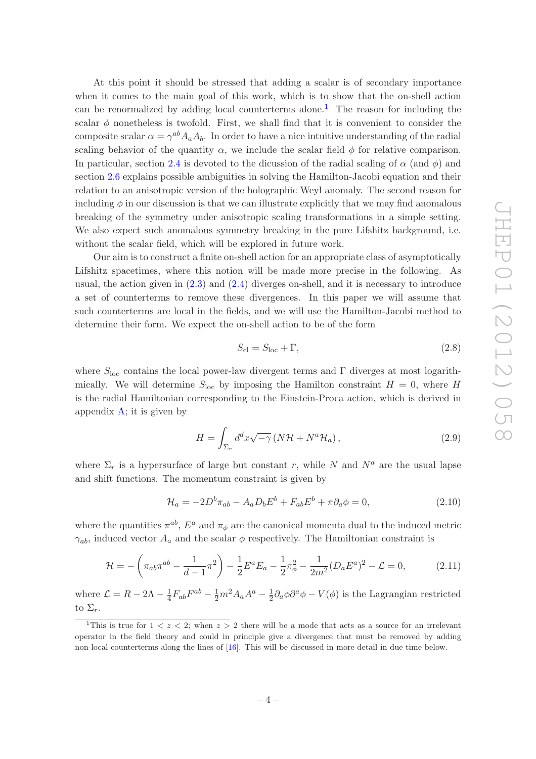At this point it should be stressed that adding a scalar is of secondary importance when it comes to the main goal of this work, which is to show that the on-shell action can be renormalized by adding local counterterms alone.[1] The reason for including the scalar $\phi$ nonetheless is twofold. First, we shall find that it is convenient to consider the composite scalar $\alpha = \gamma^{ab} A_a A_b$. In order to have a nice intuitive understanding of the radial scaling behavior of the quantity $\alpha$, we include the scalar field $\phi$ for relative comparison. In particular, section 2.4 is devoted to the dicussion of the radial scaling of $\alpha$ (and $\phi$) and section 2.6 explains possible ambiguities in solving the Hamilton-Jacobi equation and their relation to an anisotropic version of the holographic Weyl anomaly. The second reason for including $\phi$ in our discussion is that we can illustrate explicitly that we may find anomalous breaking of the symmetry under anisotropic scaling transformations in a simple setting. We also expect such anomalous symmetry breaking in the pure Lifshitz background, i.e. without the scalar field, which will be explored in future work.

Our aim is to construct a finite on-shell action for an appropriate class of asymptotically Lifshitz spacetimes, where this notion will be made more precise in the following. As usual, the action given in (2.3) and (2.4) diverges on-shell, and it is necessary to introduce a set of counterterms to remove these divergences. In this paper we will assume that such counterterms are local in the fields, and we will use the Hamilton-Jacobi method to determine their form. We expect the on-shell action to be of the form

$$S_{\rm cl} = S_{\rm loc} + \Gamma, \tag{2.8}$$

where $S_{\rm loc}$ contains the local power-law divergent terms and $\Gamma$ diverges at most logarithmically. We will determine $S_{\rm loc}$ by imposing the Hamilton constraint $H = 0$, where $H$ is the radial Hamiltonian corresponding to the Einstein-Proca action, which is derived in appendix A; it is given by

$$H = \int_{\Sigma_r} d^d x \sqrt{-\gamma}\, (N\mathcal{H} + N^a \mathcal{H}_a)\,, \tag{2.9}$$

where $\Sigma_r$ is a hypersurface of large but constant $r$, while $N$ and $N^a$ are the usual lapse and shift functions. The momentum constraint is given by

$$\mathcal{H}_a = -2D^b \pi_{ab} - A_a D_b E^b + F_{ab} E^b + \pi \partial_a \phi = 0, \tag{2.10}$$

where the quantities $\pi^{ab}$, $E^a$ and $\pi_\phi$ are the canonical momenta dual to the induced metric $\gamma_{ab}$, induced vector $A_a$ and the scalar $\phi$ respectively. The Hamiltonian constraint is

$$\mathcal{H} = -\left(\pi_{ab}\pi^{ab} - \frac{1}{d-1}\pi^2\right) - \frac{1}{2}E^a E_a - \frac{1}{2}\pi_\phi^2 - \frac{1}{2m^2}(D_a E^a)^2 - \mathcal{L} = 0, \tag{2.11}$$

where $\mathcal{L} = R - 2\Lambda - \frac{1}{4}F_{ab}F^{ab} - \frac{1}{2}m^2 A_a A^a - \frac{1}{2}\partial_a\phi\partial^a\phi - V(\phi)$ is the Lagrangian restricted to $\Sigma_r$.

---

[1] This is true for $1 < z < 2$; when $z > 2$ there will be a mode that acts as a source for an irrelevant operator in the field theory and could in principle give a divergence that must be removed by adding non-local counterterms along the lines of [16]. This will be discussed in more detail in due time below.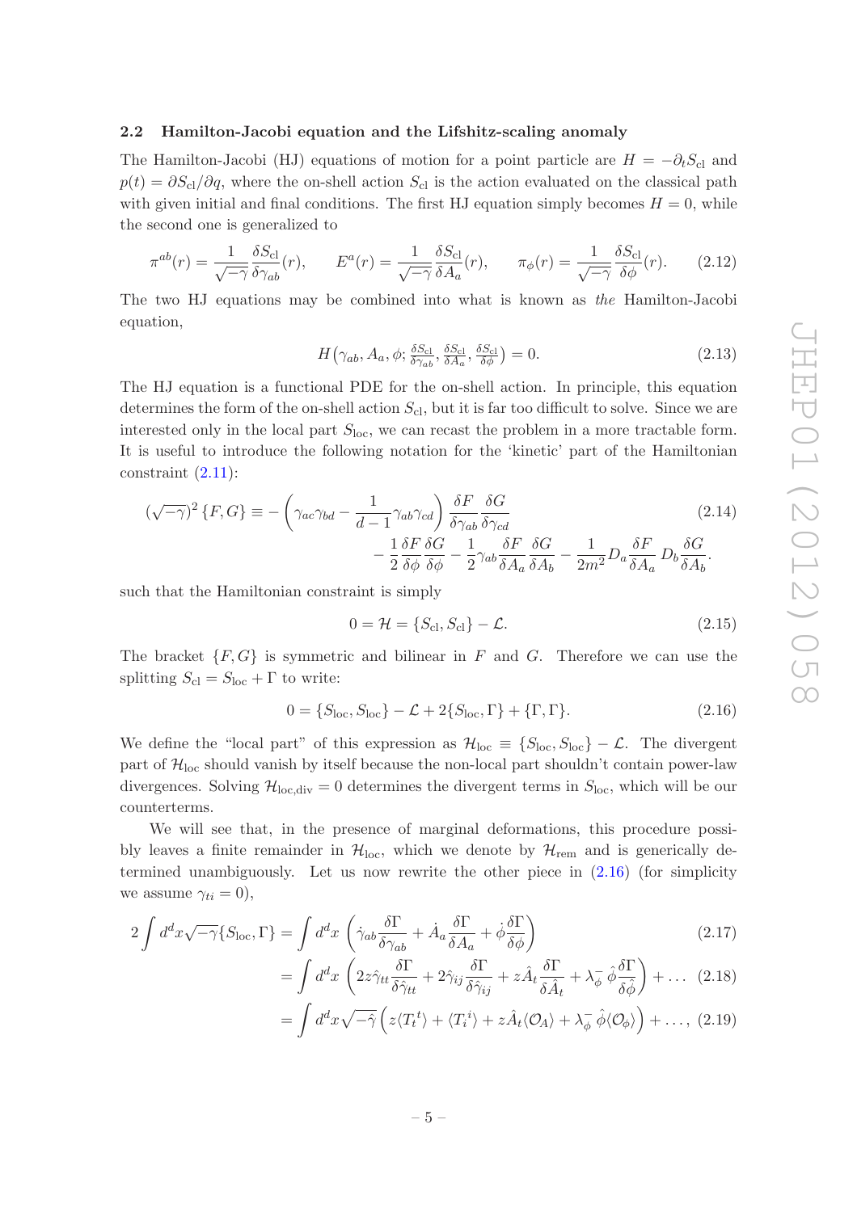### 2.2 Hamilton-Jacobi equation and the Lifshitz-scaling anomaly

The Hamilton-Jacobi (HJ) equations of motion for a point particle are $H = -\partial_t S_{\rm cl}$ and $p(t) = \partial S_{\rm cl}/\partial q$, where the on-shell action $S_{\rm cl}$ is the action evaluated on the classical path with given initial and final conditions. The first HJ equation simply becomes $H = 0$, while the second one is generalized to

$$\pi^{ab}(r) = \frac{1}{\sqrt{-\gamma}}\frac{\delta S_{\rm cl}}{\delta \gamma_{ab}}(r), \qquad E^a(r) = \frac{1}{\sqrt{-\gamma}}\frac{\delta S_{\rm cl}}{\delta A_a}(r), \qquad \pi_\phi(r) = \frac{1}{\sqrt{-\gamma}}\frac{\delta S_{\rm cl}}{\delta \phi}(r). \tag{2.12}$$

The two HJ equations may be combined into what is known as *the* Hamilton-Jacobi equation,

$$H\big(\gamma_{ab}, A_a, \phi; \tfrac{\delta S_{\rm cl}}{\delta \gamma_{ab}}, \tfrac{\delta S_{\rm cl}}{\delta A_a}, \tfrac{\delta S_{\rm cl}}{\delta \phi}\big) = 0. \tag{2.13}$$

The HJ equation is a functional PDE for the on-shell action. In principle, this equation determines the form of the on-shell action $S_{\rm cl}$, but it is far too difficult to solve. Since we are interested only in the local part $S_{\rm loc}$, we can recast the problem in a more tractable form. It is useful to introduce the following notation for the 'kinetic' part of the Hamiltonian constraint (2.11):

$$\begin{aligned}(\sqrt{-\gamma})^2\,\{F,G\} \equiv -\left(\gamma_{ac}\gamma_{bd} - \frac{1}{d-1}\gamma_{ab}\gamma_{cd}\right)\frac{\delta F}{\delta\gamma_{ab}}\frac{\delta G}{\delta \gamma_{cd}} \qquad\qquad & \\ -\frac{1}{2}\frac{\delta F}{\delta\phi}\frac{\delta G}{\delta\phi} - \frac{1}{2}\gamma_{ab}\frac{\delta F}{\delta A_a}\frac{\delta G}{\delta A_b} - \frac{1}{2m^2}D_a\frac{\delta F}{\delta A_a}\,D_b\frac{\delta G}{\delta A_b}&.\end{aligned} \tag{2.14}$$

such that the Hamiltonian constraint is simply

$$0 = \mathcal{H} = \{S_{\rm cl}, S_{\rm cl}\} - \mathcal{L}. \tag{2.15}$$

The bracket $\{F, G\}$ is symmetric and bilinear in $F$ and $G$. Therefore we can use the splitting $S_{\rm cl} = S_{\rm loc} + \Gamma$ to write:

$$0 = \{S_{\rm loc}, S_{\rm loc}\} - \mathcal{L} + 2\{S_{\rm loc}, \Gamma\} + \{\Gamma, \Gamma\}. \tag{2.16}$$

We define the "local part" of this expression as $\mathcal{H}_{\rm loc} \equiv \{S_{\rm loc}, S_{\rm loc}\} - \mathcal{L}$. The divergent part of $\mathcal{H}_{\rm loc}$ should vanish by itself because the non-local part shouldn't contain power-law divergences. Solving $\mathcal{H}_{\rm loc,div} = 0$ determines the divergent terms in $S_{\rm loc}$, which will be our counterterms.

We will see that, in the presence of marginal deformations, this procedure possibly leaves a finite remainder in $\mathcal{H}_{\rm loc}$, which we denote by $\mathcal{H}_{\rm rem}$ and is generically determined unambiguously. Let us now rewrite the other piece in (2.16) (for simplicity we assume $\gamma_{ti} = 0$),

$$\begin{aligned}2\int d^dx\sqrt{-\gamma}\{S_{\rm loc},\Gamma\} &= \int d^dx\,\left(\dot{\gamma}_{ab}\frac{\delta\Gamma}{\delta\gamma_{ab}} + \dot{A}_a\frac{\delta\Gamma}{\delta A_a} + \dot{\phi}\frac{\delta\Gamma}{\delta\phi}\right) &(2.17)\\ &= \int d^dx\,\left(2z\hat{\gamma}_{tt}\frac{\delta\Gamma}{\delta\hat{\gamma}_{tt}} + 2\hat{\gamma}_{ij}\frac{\delta\Gamma}{\delta\hat{\gamma}_{ij}} + z\hat{A}_t\frac{\delta\Gamma}{\delta\hat{A}_t} + \lambda_\phi^-\,\hat{\phi}\frac{\delta\Gamma}{\delta\hat{\phi}}\right) + \ldots &(2.18)\\ &= \int d^dx\sqrt{-\hat{\gamma}}\,\Big(z\langle T_t{}^t\rangle + \langle T_i{}^i\rangle + z\hat{A}_t\langle\mathcal{O}_A\rangle + \lambda_\phi^-\,\hat{\phi}\langle\mathcal{O}_\phi\rangle\Big) + \ldots, &(2.19)\end{aligned}$$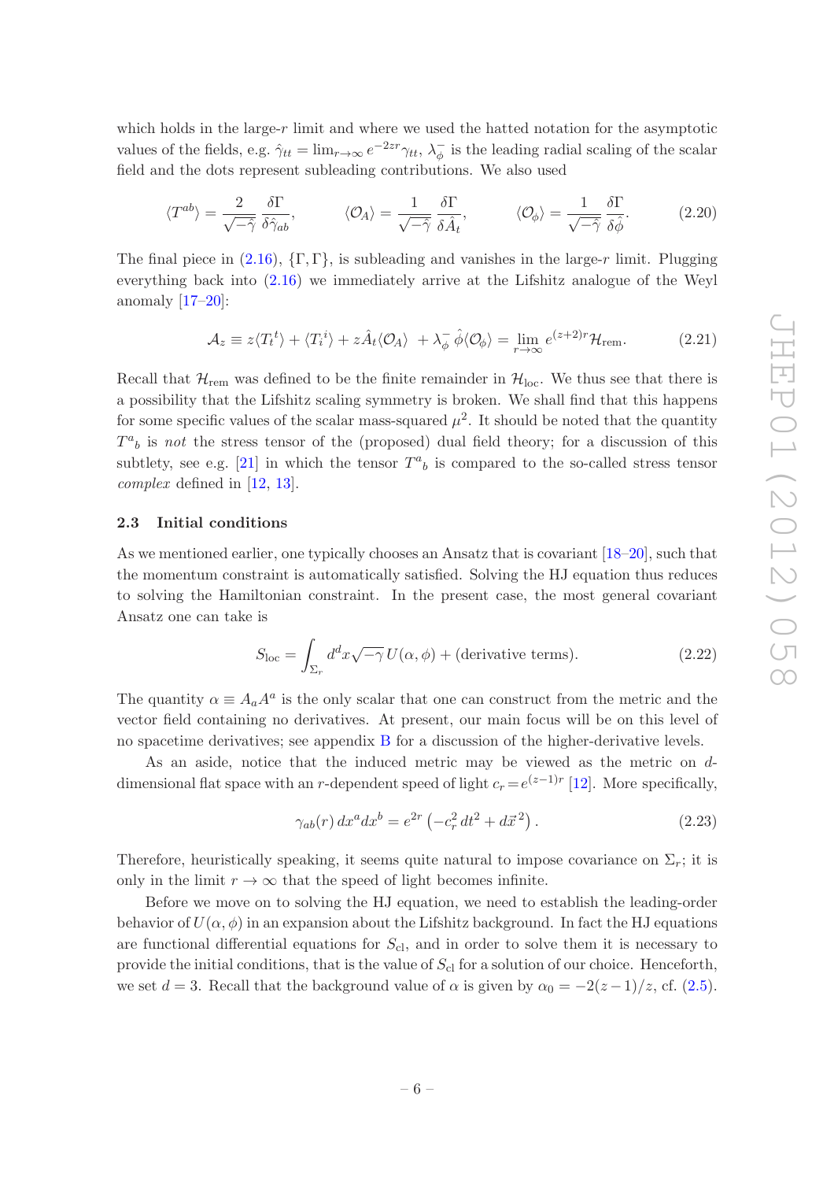which holds in the large-$r$ limit and where we used the hatted notation for the asymptotic values of the fields, e.g. $\hat{\gamma}_{tt} = \lim_{r\to\infty} e^{-2zr}\gamma_{tt}$, $\lambda_\phi^-$ is the leading radial scaling of the scalar field and the dots represent subleading contributions. We also used

$$\langle T^{ab}\rangle = \frac{2}{\sqrt{-\hat{\gamma}}}\frac{\delta\Gamma}{\delta\hat{\gamma}_{ab}}, \qquad \langle \mathcal{O}_A\rangle = \frac{1}{\sqrt{-\hat{\gamma}}}\frac{\delta\Gamma}{\delta\hat{A}_t}, \qquad \langle \mathcal{O}_\phi\rangle = \frac{1}{\sqrt{-\hat{\gamma}}}\frac{\delta\Gamma}{\delta\hat{\phi}}. \tag{2.20}$$

The final piece in (2.16), $\{\Gamma,\Gamma\}$, is subleading and vanishes in the large-$r$ limit. Plugging everything back into (2.16) we immediately arrive at the Lifshitz analogue of the Weyl anomaly [17–20]:

$$\mathcal{A}_z \equiv z\langle T_t{}^t\rangle + \langle T_i{}^i\rangle + z\hat{A}_t\langle\mathcal{O}_A\rangle \;+\lambda_\phi^-\,\hat{\phi}\langle\mathcal{O}_\phi\rangle = \lim_{r\to\infty} e^{(z+2)r}\mathcal{H}_{\text{rem}}. \tag{2.21}$$

Recall that $\mathcal{H}_{\text{rem}}$ was defined to be the finite remainder in $\mathcal{H}_{\text{loc}}$. We thus see that there is a possibility that the Lifshitz scaling symmetry is broken. We shall find that this happens for some specific values of the scalar mass-squared $\mu^2$. It should be noted that the quantity $T^a{}_b$ is *not* the stress tensor of the (proposed) dual field theory; for a discussion of this subtlety, see e.g. [21] in which the tensor $T^a{}_b$ is compared to the so-called stress tensor *complex* defined in [12, 13].

### 2.3 Initial conditions

As we mentioned earlier, one typically chooses an Ansatz that is covariant [18–20], such that the momentum constraint is automatically satisfied. Solving the HJ equation thus reduces to solving the Hamiltonian constraint. In the present case, the most general covariant Ansatz one can take is

$$S_{\text{loc}} = \int_{\Sigma_r} d^dx\sqrt{-\gamma}\,U(\alpha,\phi) + (\text{derivative terms}). \tag{2.22}$$

The quantity $\alpha \equiv A_aA^a$ is the only scalar that one can construct from the metric and the vector field containing no derivatives. At present, our main focus will be on this level of no spacetime derivatives; see appendix B for a discussion of the higher-derivative levels.

As an aside, notice that the induced metric may be viewed as the metric on $d$-dimensional flat space with an $r$-dependent speed of light $c_r = e^{(z-1)r}$ [12]. More specifically,

$$\gamma_{ab}(r)\,dx^adx^b = e^{2r}\left(-c_r^2\,dt^2 + d\vec{x}^{\,2}\right). \tag{2.23}$$

Therefore, heuristically speaking, it seems quite natural to impose covariance on $\Sigma_r$; it is only in the limit $r\to\infty$ that the speed of light becomes infinite.

Before we move on to solving the HJ equation, we need to establish the leading-order behavior of $U(\alpha,\phi)$ in an expansion about the Lifshitz background. In fact the HJ equations are functional differential equations for $S_{\text{cl}}$, and in order to solve them it is necessary to provide the initial conditions, that is the value of $S_{\text{cl}}$ for a solution of our choice. Henceforth, we set $d=3$. Recall that the background value of $\alpha$ is given by $\alpha_0 = -2(z-1)/z$, cf. (2.5).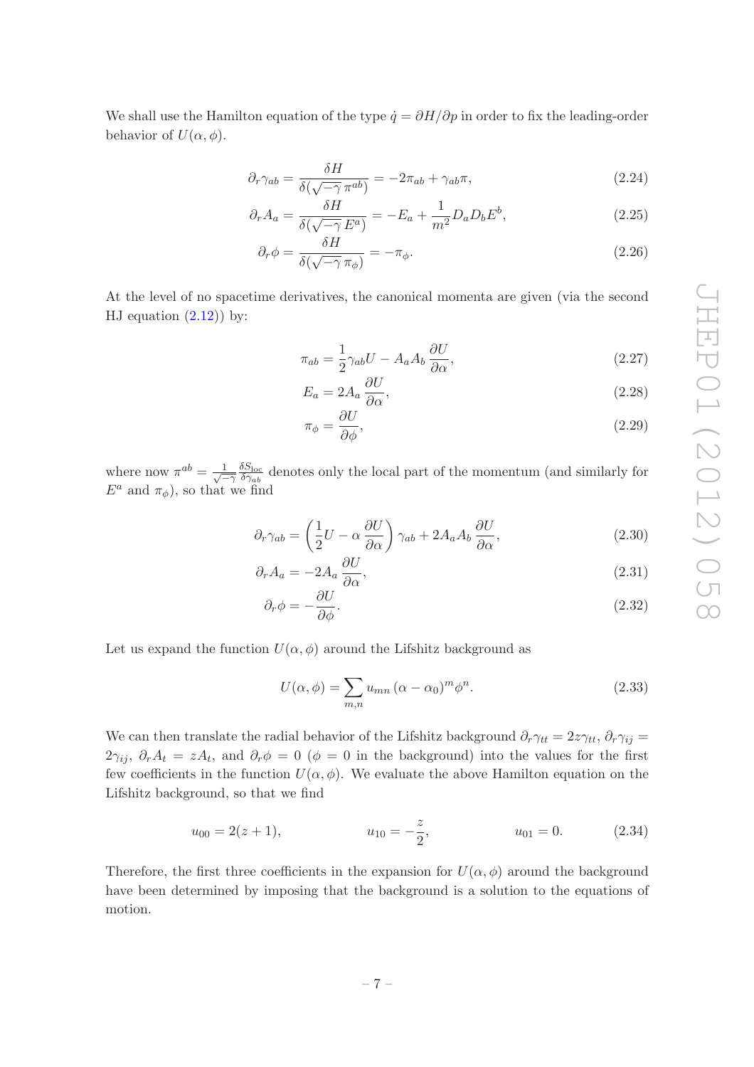We shall use the Hamilton equation of the type $\dot{q} = \partial H/\partial p$ in order to fix the leading-order behavior of $U(\alpha, \phi)$.

$$\partial_r \gamma_{ab} = \frac{\delta H}{\delta(\sqrt{-\gamma}\,\pi^{ab})} = -2\pi_{ab} + \gamma_{ab}\pi, \tag{2.24}$$

$$\partial_r A_a = \frac{\delta H}{\delta(\sqrt{-\gamma}\,E^a)} = -E_a + \frac{1}{m^2} D_a D_b E^b, \tag{2.25}$$

$$\partial_r \phi = \frac{\delta H}{\delta(\sqrt{-\gamma}\,\pi_\phi)} = -\pi_\phi. \tag{2.26}$$

At the level of no spacetime derivatives, the canonical momenta are given (via the second HJ equation (2.12)) by:

$$\pi_{ab} = \frac{1}{2}\gamma_{ab} U - A_a A_b \frac{\partial U}{\partial \alpha}, \tag{2.27}$$

$$E_a = 2A_a \frac{\partial U}{\partial \alpha}, \tag{2.28}$$

$$\pi_\phi = \frac{\partial U}{\partial \phi}, \tag{2.29}$$

where now $\pi^{ab} = \frac{1}{\sqrt{-\gamma}} \frac{\delta S_{\rm loc}}{\delta \gamma_{ab}}$ denotes only the local part of the momentum (and similarly for $E^a$ and $\pi_\phi$), so that we find

$$\partial_r \gamma_{ab} = \left(\frac{1}{2}U - \alpha \frac{\partial U}{\partial \alpha}\right)\gamma_{ab} + 2A_a A_b \frac{\partial U}{\partial \alpha}, \tag{2.30}$$

$$\partial_r A_a = -2A_a \frac{\partial U}{\partial \alpha}, \tag{2.31}$$

$$\partial_r \phi = -\frac{\partial U}{\partial \phi}. \tag{2.32}$$

Let us expand the function $U(\alpha, \phi)$ around the Lifshitz background as

$$U(\alpha, \phi) = \sum_{m,n} u_{mn} \, (\alpha - \alpha_0)^m \phi^n. \tag{2.33}$$

We can then translate the radial behavior of the Lifshitz background $\partial_r \gamma_{tt} = 2z\gamma_{tt}$, $\partial_r \gamma_{ij} = 2\gamma_{ij}$, $\partial_r A_t = zA_t$, and $\partial_r \phi = 0$ ($\phi = 0$ in the background) into the values for the first few coefficients in the function $U(\alpha, \phi)$. We evaluate the above Hamilton equation on the Lifshitz background, so that we find

$$u_{00} = 2(z+1), \qquad u_{10} = -\frac{z}{2}, \qquad u_{01} = 0. \tag{2.34}$$

Therefore, the first three coefficients in the expansion for $U(\alpha, \phi)$ around the background have been determined by imposing that the background is a solution to the equations of motion.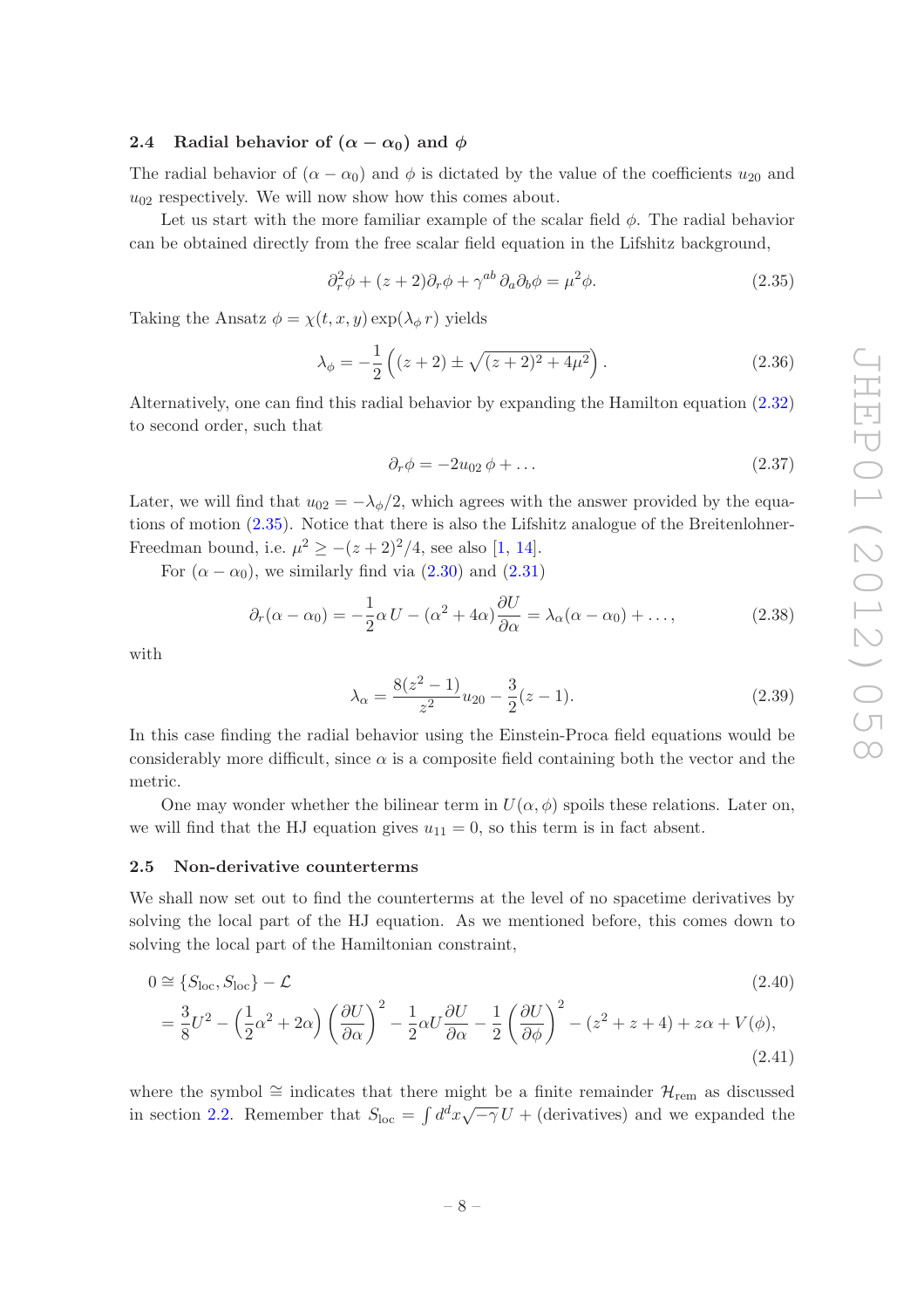### 2.4 Radial behavior of $(\alpha - \alpha_0)$ and $\phi$

The radial behavior of $(\alpha - \alpha_0)$ and $\phi$ is dictated by the value of the coefficients $u_{20}$ and $u_{02}$ respectively. We will now show how this comes about.

Let us start with the more familiar example of the scalar field $\phi$. The radial behavior can be obtained directly from the free scalar field equation in the Lifshitz background,

$$\partial_r^2 \phi + (z+2)\partial_r \phi + \gamma^{ab}\, \partial_a \partial_b \phi = \mu^2 \phi. \tag{2.35}$$

Taking the Ansatz $\phi = \chi(t, x, y) \exp(\lambda_\phi\, r)$ yields

$$\lambda_\phi = -\frac{1}{2}\left( (z+2) \pm \sqrt{(z+2)^2 + 4\mu^2} \right). \tag{2.36}$$

Alternatively, one can find this radial behavior by expanding the Hamilton equation (2.32) to second order, such that

$$\partial_r \phi = -2u_{02}\, \phi + \ldots \tag{2.37}$$

Later, we will find that $u_{02} = -\lambda_\phi/2$, which agrees with the answer provided by the equations of motion (2.35). Notice that there is also the Lifshitz analogue of the Breitenlohner-Freedman bound, i.e. $\mu^2 \geq -(z+2)^2/4$, see also [1, 14].

For $(\alpha - \alpha_0)$, we similarly find via (2.30) and (2.31)

$$\partial_r (\alpha - \alpha_0) = -\frac{1}{2}\alpha\, U - (\alpha^2 + 4\alpha)\frac{\partial U}{\partial \alpha} = \lambda_\alpha (\alpha - \alpha_0) + \ldots, \tag{2.38}$$

with

$$\lambda_\alpha = \frac{8(z^2-1)}{z^2} u_{20} - \frac{3}{2}(z-1). \tag{2.39}$$

In this case finding the radial behavior using the Einstein-Proca field equations would be considerably more difficult, since $\alpha$ is a composite field containing both the vector and the metric.

One may wonder whether the bilinear term in $U(\alpha, \phi)$ spoils these relations. Later on, we will find that the HJ equation gives $u_{11} = 0$, so this term is in fact absent.

### 2.5 Non-derivative counterterms

We shall now set out to find the counterterms at the level of no spacetime derivatives by solving the local part of the HJ equation. As we mentioned before, this comes down to solving the local part of the Hamiltonian constraint,

$$\begin{aligned} 0 &\cong \{S_{\text{loc}}, S_{\text{loc}}\} - \mathcal{L} & (2.40) \\ &= \frac{3}{8}U^2 - \left(\frac{1}{2}\alpha^2 + 2\alpha\right)\left(\frac{\partial U}{\partial \alpha}\right)^2 - \frac{1}{2}\alpha U \frac{\partial U}{\partial \alpha} - \frac{1}{2}\left(\frac{\partial U}{\partial \phi}\right)^2 - (z^2 + z + 4) + z\alpha + V(\phi), & (2.41) \end{aligned}$$

where the symbol $\cong$ indicates that there might be a finite remainder $\mathcal{H}_{\text{rem}}$ as discussed in section 2.2. Remember that $S_{\text{loc}} = \int d^d x \sqrt{-\gamma}\, U + (\text{derivatives})$ and we expanded the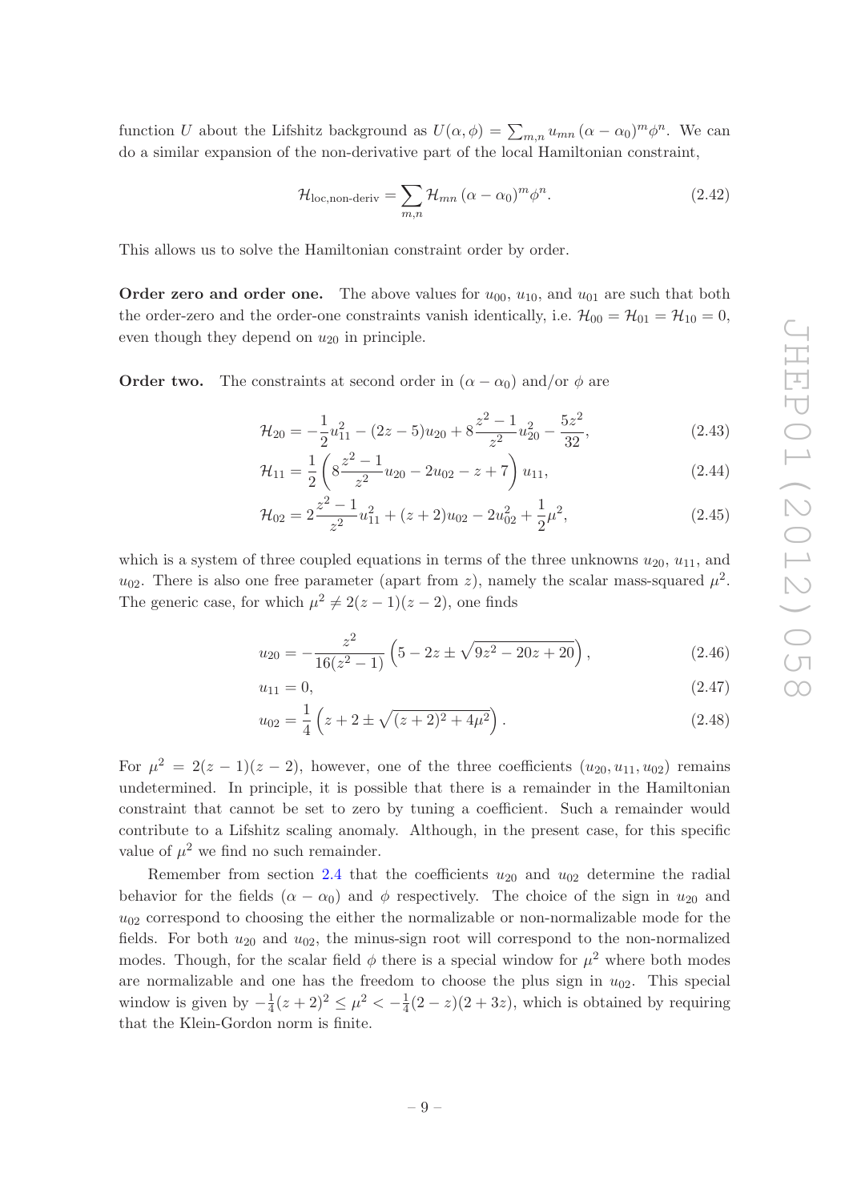function $U$ about the Lifshitz background as $U(\alpha, \phi) = \sum_{m,n} u_{mn} (\alpha - \alpha_0)^m \phi^n$. We can do a similar expansion of the non-derivative part of the local Hamiltonian constraint,

$$
\mathcal{H}_{\text{loc,non-deriv}} = \sum_{m,n} \mathcal{H}_{mn} (\alpha - \alpha_0)^m \phi^n. \tag{2.42}
$$

This allows us to solve the Hamiltonian constraint order by order.

**Order zero and order one.** The above values for $u_{00}$, $u_{10}$, and $u_{01}$ are such that both the order-zero and the order-one constraints vanish identically, i.e. $\mathcal{H}_{00} = \mathcal{H}_{01} = \mathcal{H}_{10} = 0$, even though they depend on $u_{20}$ in principle.

**Order two.** The constraints at second order in $(\alpha - \alpha_0)$ and/or $\phi$ are

$$
\mathcal{H}_{20} = -\frac{1}{2}u_{11}^2 - (2z-5)u_{20} + 8\frac{z^2-1}{z^2}u_{20}^2 - \frac{5z^2}{32}, \tag{2.43}
$$

$$
\mathcal{H}_{11} = \frac{1}{2}\left(8\frac{z^2-1}{z^2}u_{20} - 2u_{02} - z + 7\right)u_{11}, \tag{2.44}
$$

$$
\mathcal{H}_{02} = 2\frac{z^2-1}{z^2}u_{11}^2 + (z+2)u_{02} - 2u_{02}^2 + \frac{1}{2}\mu^2, \tag{2.45}
$$

which is a system of three coupled equations in terms of the three unknowns $u_{20}$, $u_{11}$, and $u_{02}$. There is also one free parameter (apart from $z$), namely the scalar mass-squared $\mu^2$. The generic case, for which $\mu^2 \neq 2(z-1)(z-2)$, one finds

$$
u_{20} = -\frac{z^2}{16(z^2-1)}\left(5 - 2z \pm \sqrt{9z^2 - 20z + 20}\right), \tag{2.46}
$$

$$
u_{11} = 0, \tag{2.47}
$$

$$
u_{02} = \frac{1}{4}\left(z + 2 \pm \sqrt{(z+2)^2 + 4\mu^2}\right). \tag{2.48}
$$

For $\mu^2 = 2(z-1)(z-2)$, however, one of the three coefficients $(u_{20}, u_{11}, u_{02})$ remains undetermined. In principle, it is possible that there is a remainder in the Hamiltonian constraint that cannot be set to zero by tuning a coefficient. Such a remainder would contribute to a Lifshitz scaling anomaly. Although, in the present case, for this specific value of $\mu^2$ we find no such remainder.

Remember from section 2.4 that the coefficients $u_{20}$ and $u_{02}$ determine the radial behavior for the fields $(\alpha - \alpha_0)$ and $\phi$ respectively. The choice of the sign in $u_{20}$ and $u_{02}$ correspond to choosing the either the normalizable or non-normalizable mode for the fields. For both $u_{20}$ and $u_{02}$, the minus-sign root will correspond to the non-normalized modes. Though, for the scalar field $\phi$ there is a special window for $\mu^2$ where both modes are normalizable and one has the freedom to choose the plus sign in $u_{02}$. This special window is given by $-\frac{1}{4}(z+2)^2 \leq \mu^2 < -\frac{1}{4}(2-z)(2+3z)$, which is obtained by requiring that the Klein-Gordon norm is finite.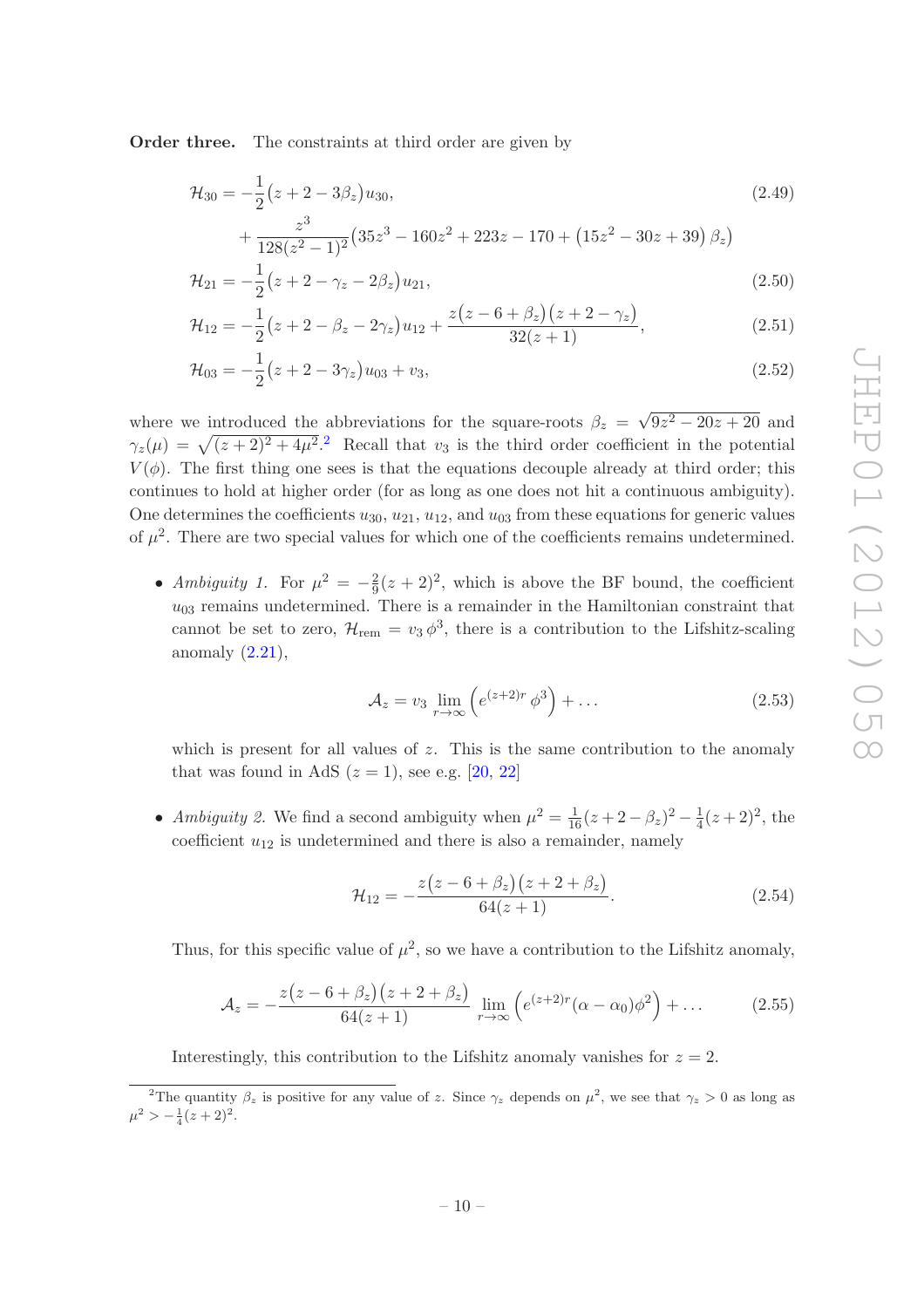**Order three.** The constraints at third order are given by

$$\mathcal{H}_{30} = -\frac{1}{2}\big(z+2-3\beta_z\big)u_{30}, \tag{2.49}$$
$$+ \frac{z^3}{128(z^2-1)^2}\big(35z^3-160z^2+223z-170+\big(15z^2-30z+39\big)\beta_z\big)$$

$$\mathcal{H}_{21} = -\frac{1}{2}\big(z+2-\gamma_z-2\beta_z\big)u_{21}, \tag{2.50}$$

$$\mathcal{H}_{12} = -\frac{1}{2}\big(z+2-\beta_z-2\gamma_z\big)u_{12} + \frac{z\big(z-6+\beta_z\big)\big(z+2-\gamma_z\big)}{32(z+1)}, \tag{2.51}$$

$$\mathcal{H}_{03} = -\frac{1}{2}\big(z+2-3\gamma_z\big)u_{03} + v_3, \tag{2.52}$$

where we introduced the abbreviations for the square-roots $\beta_z = \sqrt{9z^2-20z+20}$ and $\gamma_z(\mu) = \sqrt{(z+2)^2+4\mu^2}$.[2] Recall that $v_3$ is the third order coefficient in the potential $V(\phi)$. The first thing one sees is that the equations decouple already at third order; this continues to hold at higher order (for as long as one does not hit a continuous ambiguity). One determines the coefficients $u_{30}$, $u_{21}$, $u_{12}$, and $u_{03}$ from these equations for generic values of $\mu^2$. There are two special values for which one of the coefficients remains undetermined.

- *Ambiguity 1.* For $\mu^2 = -\frac{2}{9}(z+2)^2$, which is above the BF bound, the coefficient $u_{03}$ remains undetermined. There is a remainder in the Hamiltonian constraint that cannot be set to zero, $\mathcal{H}_{\text{rem}} = v_3\,\phi^3$, there is a contribution to the Lifshitz-scaling anomaly (2.21),

$$\mathcal{A}_z = v_3 \lim_{r\to\infty}\Big(e^{(z+2)r}\,\phi^3\Big) + \dots \tag{2.53}$$

  which is present for all values of $z$. This is the same contribution to the anomaly that was found in AdS ($z=1$), see e.g. [20, 22]

- *Ambiguity 2.* We find a second ambiguity when $\mu^2 = \frac{1}{16}(z+2-\beta_z)^2 - \frac{1}{4}(z+2)^2$, the coefficient $u_{12}$ is undetermined and there is also a remainder, namely

$$\mathcal{H}_{12} = -\frac{z\big(z-6+\beta_z\big)\big(z+2+\beta_z\big)}{64(z+1)}. \tag{2.54}$$

  Thus, for this specific value of $\mu^2$, so we have a contribution to the Lifshitz anomaly,

$$\mathcal{A}_z = -\frac{z\big(z-6+\beta_z\big)\big(z+2+\beta_z\big)}{64(z+1)} \lim_{r\to\infty}\Big(e^{(z+2)r}(\alpha-\alpha_0)\phi^2\Big) + \dots \tag{2.55}$$

  Interestingly, this contribution to the Lifshitz anomaly vanishes for $z=2$.

[2] The quantity $\beta_z$ is positive for any value of $z$. Since $\gamma_z$ depends on $\mu^2$, we see that $\gamma_z > 0$ as long as $\mu^2 > -\frac{1}{4}(z+2)^2$.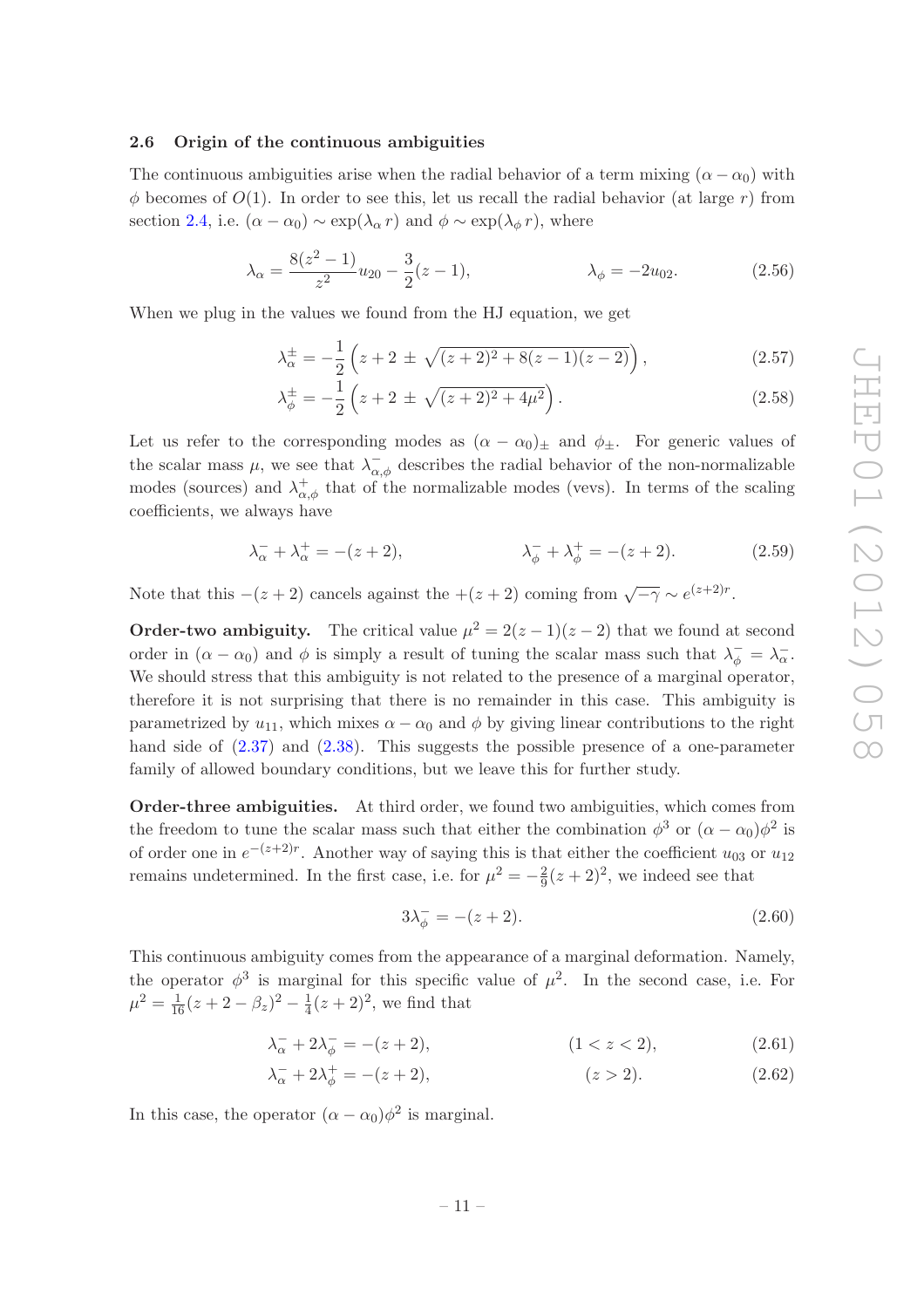### 2.6 Origin of the continuous ambiguities

The continuous ambiguities arise when the radial behavior of a term mixing $(\alpha - \alpha_0)$ with $\phi$ becomes of $O(1)$. In order to see this, let us recall the radial behavior (at large $r$) from section 2.4, i.e. $(\alpha - \alpha_0) \sim \exp(\lambda_\alpha r)$ and $\phi \sim \exp(\lambda_\phi r)$, where

$$\lambda_\alpha = \frac{8(z^2-1)}{z^2} u_{20} - \frac{3}{2}(z-1), \qquad \lambda_\phi = -2u_{02}. \tag{2.56}$$

When we plug in the values we found from the HJ equation, we get

$$\lambda_\alpha^\pm = -\frac{1}{2}\left(z + 2 \pm \sqrt{(z+2)^2 + 8(z-1)(z-2)}\right), \tag{2.57}$$

$$\lambda_\phi^\pm = -\frac{1}{2}\left(z + 2 \pm \sqrt{(z+2)^2 + 4\mu^2}\right). \tag{2.58}$$

Let us refer to the corresponding modes as $(\alpha - \alpha_0)_\pm$ and $\phi_\pm$. For generic values of the scalar mass $\mu$, we see that $\lambda^-_{\alpha,\phi}$ describes the radial behavior of the non-normalizable modes (sources) and $\lambda^+_{\alpha,\phi}$ that of the normalizable modes (vevs). In terms of the scaling coefficients, we always have

$$\lambda_\alpha^- + \lambda_\alpha^+ = -(z+2), \qquad \lambda_\phi^- + \lambda_\phi^+ = -(z+2). \tag{2.59}$$

Note that this $-(z+2)$ cancels against the $+(z+2)$ coming from $\sqrt{-\gamma} \sim e^{(z+2)r}$.

**Order-two ambiguity.** The critical value $\mu^2 = 2(z-1)(z-2)$ that we found at second order in $(\alpha - \alpha_0)$ and $\phi$ is simply a result of tuning the scalar mass such that $\lambda_\phi^- = \lambda_\alpha^-$. We should stress that this ambiguity is not related to the presence of a marginal operator, therefore it is not surprising that there is no remainder in this case. This ambiguity is parametrized by $u_{11}$, which mixes $\alpha - \alpha_0$ and $\phi$ by giving linear contributions to the right hand side of (2.37) and (2.38). This suggests the possible presence of a one-parameter family of allowed boundary conditions, but we leave this for further study.

**Order-three ambiguities.** At third order, we found two ambiguities, which comes from the freedom to tune the scalar mass such that either the combination $\phi^3$ or $(\alpha - \alpha_0)\phi^2$ is of order one in $e^{-(z+2)r}$. Another way of saying this is that either the coefficient $u_{03}$ or $u_{12}$ remains undetermined. In the first case, i.e. for $\mu^2 = -\frac{2}{9}(z+2)^2$, we indeed see that

$$3\lambda_\phi^- = -(z+2). \tag{2.60}$$

This continuous ambiguity comes from the appearance of a marginal deformation. Namely, the operator $\phi^3$ is marginal for this specific value of $\mu^2$. In the second case, i.e. For $\mu^2 = \frac{1}{16}(z + 2 - \beta_z)^2 - \frac{1}{4}(z+2)^2$, we find that

$$\lambda_\alpha^- + 2\lambda_\phi^- = -(z+2), \qquad (1 < z < 2), \tag{2.61}$$

$$\lambda_\alpha^- + 2\lambda_\phi^+ = -(z+2), \qquad (z > 2). \tag{2.62}$$

In this case, the operator $(\alpha - \alpha_0)\phi^2$ is marginal.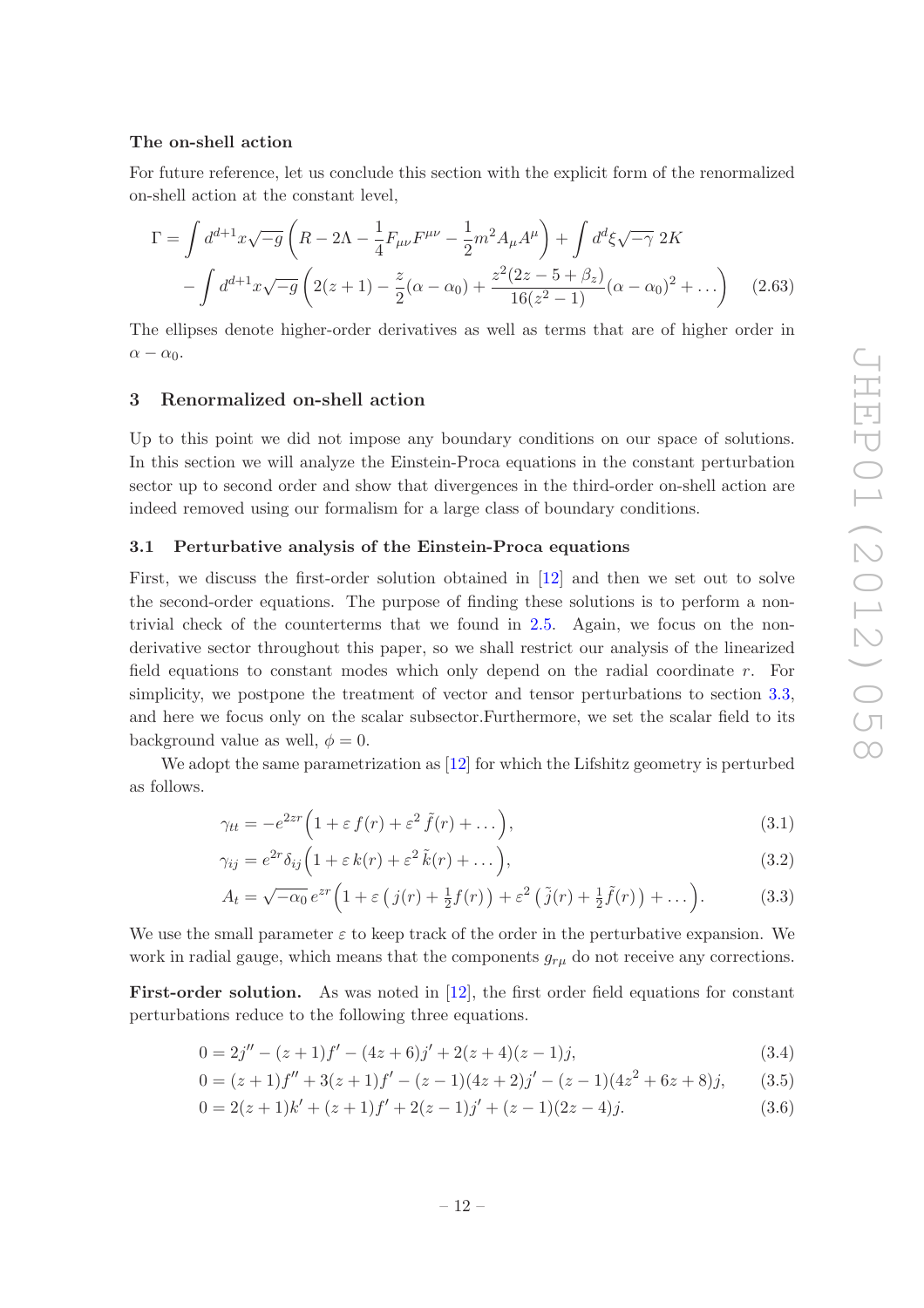**The on-shell action**

For future reference, let us conclude this section with the explicit form of the renormalized on-shell action at the constant level,

$$\Gamma = \int d^{d+1}x\sqrt{-g}\left(R - 2\Lambda - \frac{1}{4}F_{\mu\nu}F^{\mu\nu} - \frac{1}{2}m^2 A_\mu A^\mu\right) + \int d^d\xi\sqrt{-\gamma}\; 2K$$
$$- \int d^{d+1}x\sqrt{-g}\left(2(z+1) - \frac{z}{2}(\alpha - \alpha_0) + \frac{z^2(2z-5+\beta_z)}{16(z^2-1)}(\alpha-\alpha_0)^2 + \dots\right) \tag{2.63}$$

The ellipses denote higher-order derivatives as well as terms that are of higher order in $\alpha - \alpha_0$.

## 3 Renormalized on-shell action

Up to this point we did not impose any boundary conditions on our space of solutions. In this section we will analyze the Einstein-Proca equations in the constant perturbation sector up to second order and show that divergences in the third-order on-shell action are indeed removed using our formalism for a large class of boundary conditions.

### 3.1 Perturbative analysis of the Einstein-Proca equations

First, we discuss the first-order solution obtained in [12] and then we set out to solve the second-order equations. The purpose of finding these solutions is to perform a non-trivial check of the counterterms that we found in 2.5. Again, we focus on the non-derivative sector throughout this paper, so we shall restrict our analysis of the linearized field equations to constant modes which only depend on the radial coordinate $r$. For simplicity, we postpone the treatment of vector and tensor perturbations to section 3.3, and here we focus only on the scalar subsector.Furthermore, we set the scalar field to its background value as well, $\phi = 0$.

We adopt the same parametrization as [12] for which the Lifshitz geometry is perturbed as follows.

$$\gamma_{tt} = -e^{2zr}\Big(1 + \varepsilon\, f(r) + \varepsilon^2\, \tilde{f}(r) + \dots\Big), \tag{3.1}$$

$$\gamma_{ij} = e^{2r}\delta_{ij}\Big(1 + \varepsilon\, k(r) + \varepsilon^2\, \tilde{k}(r) + \dots\Big), \tag{3.2}$$

$$A_t = \sqrt{-\alpha_0}\, e^{zr}\Big(1 + \varepsilon\,\big(\, j(r) + \tfrac{1}{2}f(r)\big) + \varepsilon^2\,\big(\tilde{j}(r) + \tfrac{1}{2}\tilde{f}(r)\big) + \dots\Big). \tag{3.3}$$

We use the small parameter $\varepsilon$ to keep track of the order in the perturbative expansion. We work in radial gauge, which means that the components $g_{r\mu}$ do not receive any corrections.

**First-order solution.** As was noted in [12], the first order field equations for constant perturbations reduce to the following three equations.

$$0 = 2j'' - (z+1)f' - (4z+6)j' + 2(z+4)(z-1)j, \tag{3.4}$$

$$0 = (z+1)f'' + 3(z+1)f' - (z-1)(4z+2)j' - (z-1)(4z^2+6z+8)j, \tag{3.5}$$

$$0 = 2(z+1)k' + (z+1)f' + 2(z-1)j' + (z-1)(2z-4)j. \tag{3.6}$$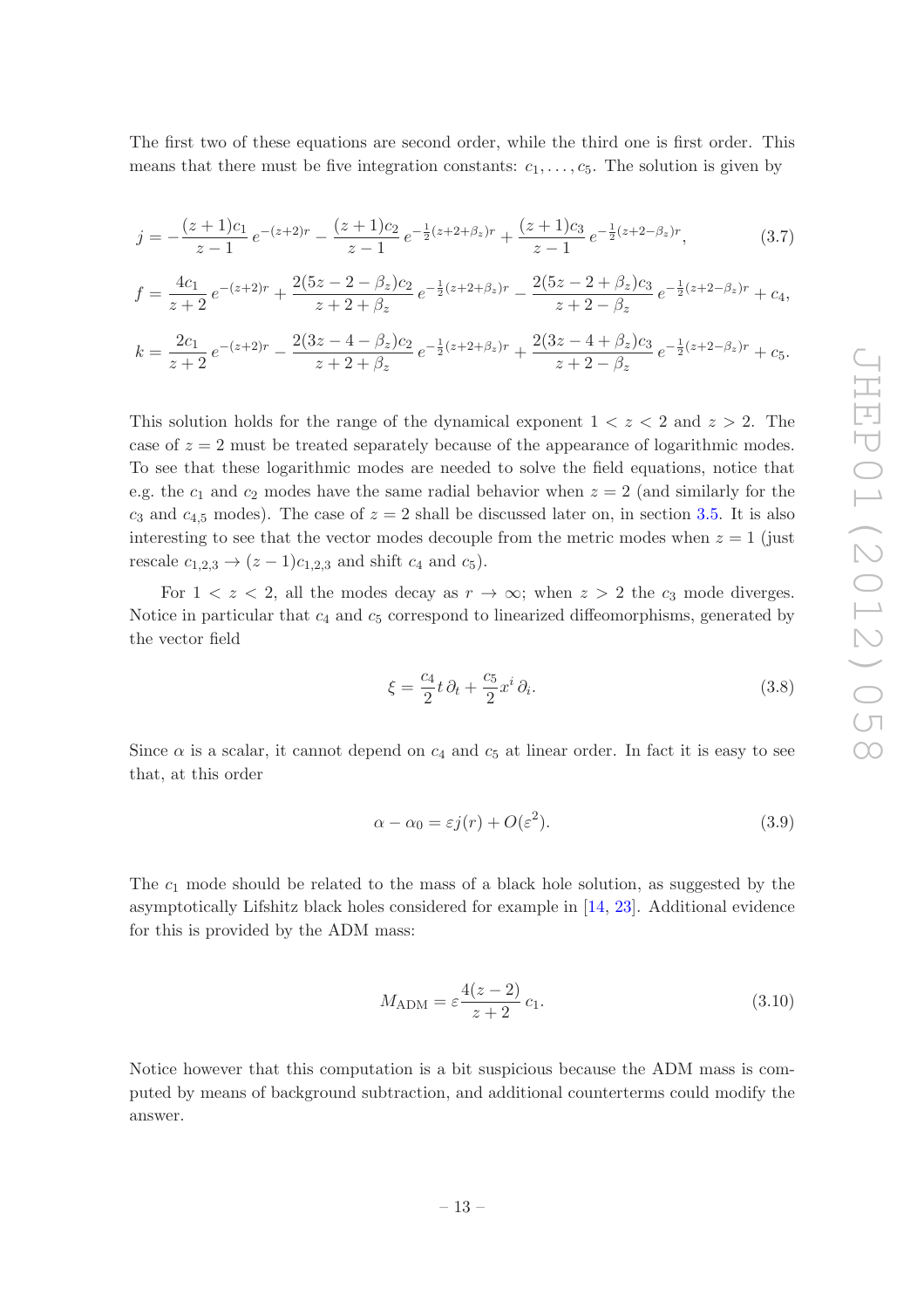The first two of these equations are second order, while the third one is first order. This means that there must be five integration constants: $c_1, \ldots, c_5$. The solution is given by

$$
\begin{aligned}
j &= -\frac{(z+1)c_1}{z-1}\, e^{-(z+2)r} - \frac{(z+1)c_2}{z-1}\, e^{-\frac{1}{2}(z+2+\beta_z)r} + \frac{(z+1)c_3}{z-1}\, e^{-\frac{1}{2}(z+2-\beta_z)r}, \qquad (3.7)\\
f &= \frac{4c_1}{z+2}\, e^{-(z+2)r} + \frac{2(5z-2-\beta_z)c_2}{z+2+\beta_z}\, e^{-\frac{1}{2}(z+2+\beta_z)r} - \frac{2(5z-2+\beta_z)c_3}{z+2-\beta_z}\, e^{-\frac{1}{2}(z+2-\beta_z)r} + c_4,\\
k &= \frac{2c_1}{z+2}\, e^{-(z+2)r} - \frac{2(3z-4-\beta_z)c_2}{z+2+\beta_z}\, e^{-\frac{1}{2}(z+2+\beta_z)r} + \frac{2(3z-4+\beta_z)c_3}{z+2-\beta_z}\, e^{-\frac{1}{2}(z+2-\beta_z)r} + c_5.
\end{aligned}
$$

This solution holds for the range of the dynamical exponent $1 < z < 2$ and $z > 2$. The case of $z = 2$ must be treated separately because of the appearance of logarithmic modes. To see that these logarithmic modes are needed to solve the field equations, notice that e.g. the $c_1$ and $c_2$ modes have the same radial behavior when $z = 2$ (and similarly for the $c_3$ and $c_{4,5}$ modes). The case of $z = 2$ shall be discussed later on, in section 3.5. It is also interesting to see that the vector modes decouple from the metric modes when $z = 1$ (just rescale $c_{1,2,3} \to (z-1)c_{1,2,3}$ and shift $c_4$ and $c_5$).

For $1 < z < 2$, all the modes decay as $r \to \infty$; when $z > 2$ the $c_3$ mode diverges. Notice in particular that $c_4$ and $c_5$ correspond to linearized diffeomorphisms, generated by the vector field

$$
\xi = \frac{c_4}{2} t\, \partial_t + \frac{c_5}{2} x^i\, \partial_i. \qquad (3.8)
$$

Since $\alpha$ is a scalar, it cannot depend on $c_4$ and $c_5$ at linear order. In fact it is easy to see that, at this order

$$
\alpha - \alpha_0 = \varepsilon j(r) + O(\varepsilon^2). \qquad (3.9)
$$

The $c_1$ mode should be related to the mass of a black hole solution, as suggested by the asymptotically Lifshitz black holes considered for example in [14, 23]. Additional evidence for this is provided by the ADM mass:

$$
M_{\mathrm{ADM}} = \varepsilon \frac{4(z-2)}{z+2}\, c_1. \qquad (3.10)
$$

Notice however that this computation is a bit suspicious because the ADM mass is computed by means of background subtraction, and additional counterterms could modify the answer.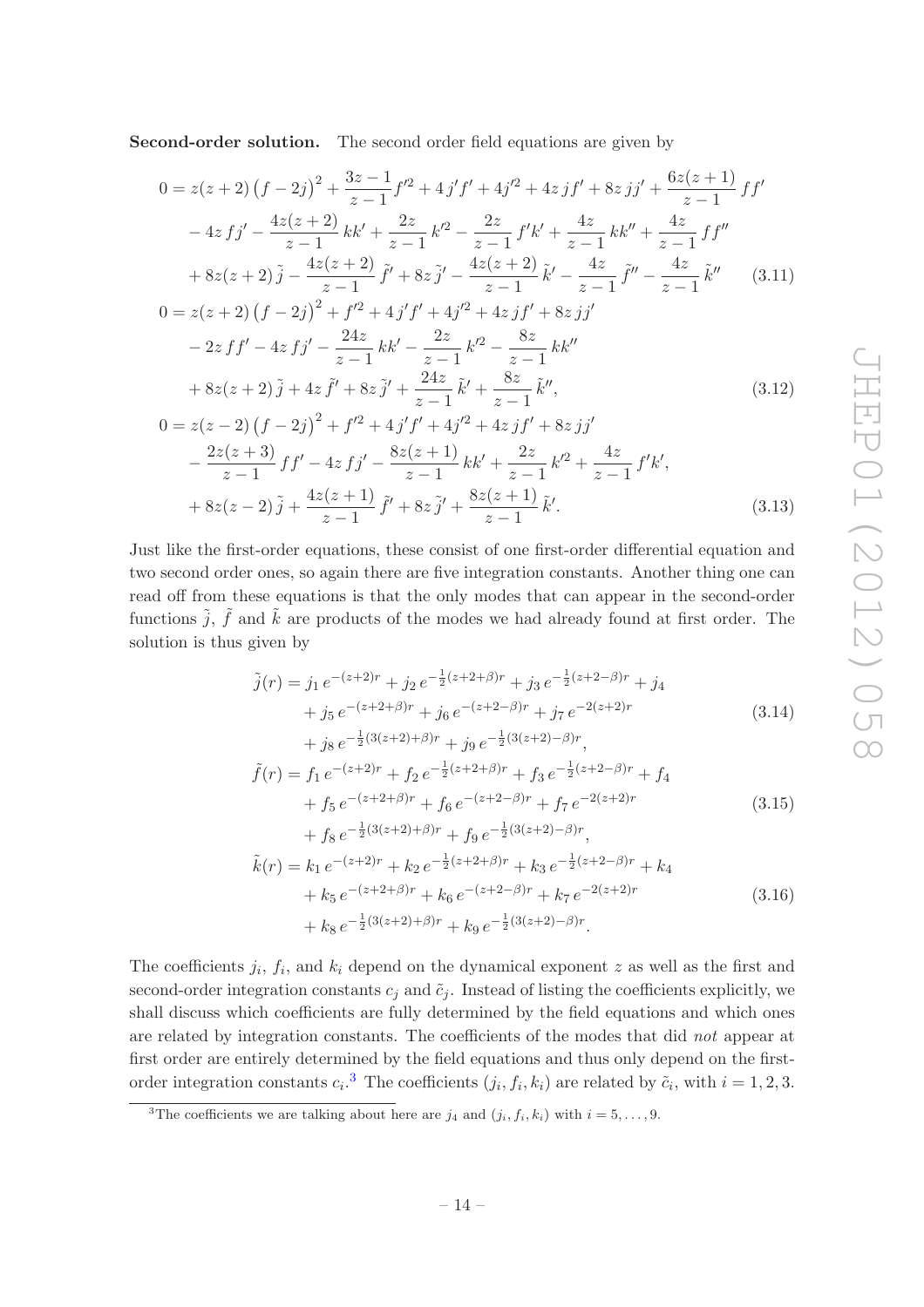**Second-order solution.** The second order field equations are given by

$$
\begin{aligned}
0 &= z(z+2)\left(f-2j\right)^2 + \frac{3z-1}{z-1}f'^2 + 4\,j'f' + 4j'^2 + 4z\,jf' + 8z\,jj' + \frac{6z(z+1)}{z-1}\,ff' \\
&\quad - 4z\,fj' - \frac{4z(z+2)}{z-1}\,kk' + \frac{2z}{z-1}\,k'^2 - \frac{2z}{z-1}\,f'k' + \frac{4z}{z-1}\,kk'' + \frac{4z}{z-1}\,ff'' \\
&\quad + 8z(z+2)\,\tilde{j} - \frac{4z(z+2)}{z-1}\,\tilde{f}' + 8z\,\tilde{j}' - \frac{4z(z+2)}{z-1}\,\tilde{k}' - \frac{4z}{z-1}\,\tilde{f}'' - \frac{4z}{z-1}\,\tilde{k}'' \qquad (3.11)\\
0 &= z(z+2)\left(f-2j\right)^2 + f'^2 + 4\,j'f' + 4j'^2 + 4z\,jf' + 8z\,jj' \\
&\quad - 2z\,ff' - 4z\,fj' - \frac{24z}{z-1}\,kk' - \frac{2z}{z-1}\,k'^2 - \frac{8z}{z-1}\,kk'' \\
&\quad + 8z(z+2)\,\tilde{j} + 4z\,\tilde{f}' + 8z\,\tilde{j}' + \frac{24z}{z-1}\,\tilde{k}' + \frac{8z}{z-1}\,\tilde{k}'', \qquad (3.12)\\
0 &= z(z-2)\left(f-2j\right)^2 + f'^2 + 4\,j'f' + 4j'^2 + 4z\,jf' + 8z\,jj' \\
&\quad - \frac{2z(z+3)}{z-1}\,ff' - 4z\,fj' - \frac{8z(z+1)}{z-1}\,kk' + \frac{2z}{z-1}\,k'^2 + \frac{4z}{z-1}\,f'k', \\
&\quad + 8z(z-2)\,\tilde{j} + \frac{4z(z+1)}{z-1}\,\tilde{f}' + 8z\,\tilde{j}' + \frac{8z(z+1)}{z-1}\,\tilde{k}'. \qquad (3.13)
\end{aligned}
$$

Just like the first-order equations, these consist of one first-order differential equation and two second order ones, so again there are five integration constants. Another thing one can read off from these equations is that the only modes that can appear in the second-order functions $\tilde{j}$, $\tilde{f}$ and $\tilde{k}$ are products of the modes we had already found at first order. The solution is thus given by

$$
\begin{aligned}
\tilde{j}(r) &= j_1\,e^{-(z+2)r} + j_2\,e^{-\frac{1}{2}(z+2+\beta)r} + j_3\,e^{-\frac{1}{2}(z+2-\beta)r} + j_4 \\
&\quad + j_5\,e^{-(z+2+\beta)r} + j_6\,e^{-(z+2-\beta)r} + j_7\,e^{-2(z+2)r} \qquad (3.14)\\
&\quad + j_8\,e^{-\frac{1}{2}(3(z+2)+\beta)r} + j_9\,e^{-\frac{1}{2}(3(z+2)-\beta)r}, \\
\tilde{f}(r) &= f_1\,e^{-(z+2)r} + f_2\,e^{-\frac{1}{2}(z+2+\beta)r} + f_3\,e^{-\frac{1}{2}(z+2-\beta)r} + f_4 \\
&\quad + f_5\,e^{-(z+2+\beta)r} + f_6\,e^{-(z+2-\beta)r} + f_7\,e^{-2(z+2)r} \qquad (3.15)\\
&\quad + f_8\,e^{-\frac{1}{2}(3(z+2)+\beta)r} + f_9\,e^{-\frac{1}{2}(3(z+2)-\beta)r}, \\
\tilde{k}(r) &= k_1\,e^{-(z+2)r} + k_2\,e^{-\frac{1}{2}(z+2+\beta)r} + k_3\,e^{-\frac{1}{2}(z+2-\beta)r} + k_4 \\
&\quad + k_5\,e^{-(z+2+\beta)r} + k_6\,e^{-(z+2-\beta)r} + k_7\,e^{-2(z+2)r} \qquad (3.16)\\
&\quad + k_8\,e^{-\frac{1}{2}(3(z+2)+\beta)r} + k_9\,e^{-\frac{1}{2}(3(z+2)-\beta)r}.
\end{aligned}
$$

The coefficients $j_i$, $f_i$, and $k_i$ depend on the dynamical exponent $z$ as well as the first and second-order integration constants $c_j$ and $\tilde{c}_j$. Instead of listing the coefficients explicitly, we shall discuss which coefficients are fully determined by the field equations and which ones are related by integration constants. The coefficients of the modes that did *not* appear at first order are entirely determined by the field equations and thus only depend on the first-order integration constants $c_i$.[3] The coefficients $(j_i, f_i, k_i)$ are related by $\tilde{c}_i$, with $i = 1, 2, 3$.

[3] The coefficients we are talking about here are $j_4$ and $(j_i, f_i, k_i)$ with $i = 5, \ldots, 9$.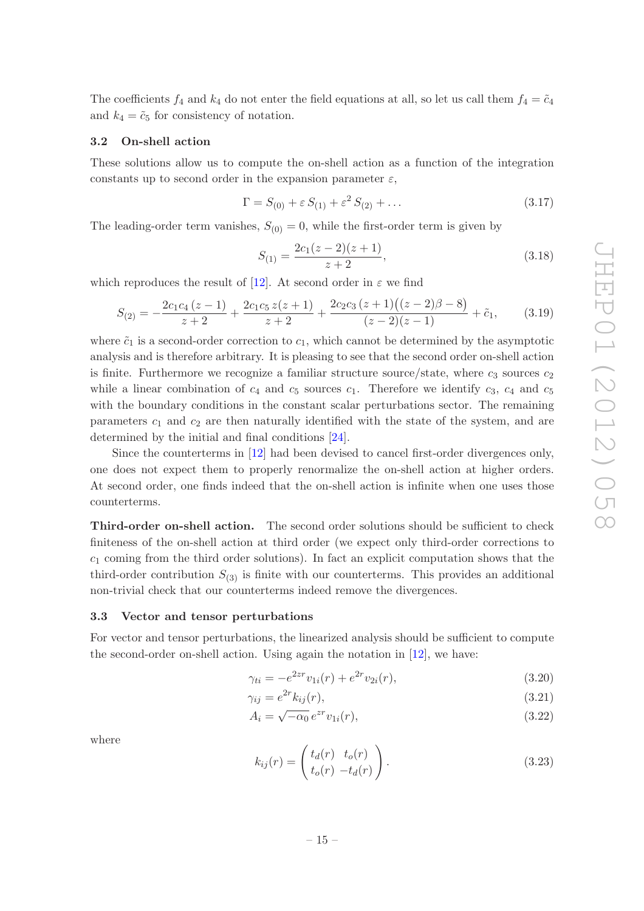The coefficients $f_4$ and $k_4$ do not enter the field equations at all, so let us call them $f_4 = \tilde{c}_4$ and $k_4 = \tilde{c}_5$ for consistency of notation.

### 3.2 On-shell action

These solutions allow us to compute the on-shell action as a function of the integration constants up to second order in the expansion parameter $\varepsilon$,

$$\Gamma = S_{(0)} + \varepsilon\, S_{(1)} + \varepsilon^2\, S_{(2)} + \dots \tag{3.17}$$

The leading-order term vanishes, $S_{(0)} = 0$, while the first-order term is given by

$$S_{(1)} = \frac{2c_1(z-2)(z+1)}{z+2}, \tag{3.18}$$

which reproduces the result of [12]. At second order in $\varepsilon$ we find

$$S_{(2)} = -\frac{2c_1c_4\,(z-1)}{z+2} + \frac{2c_1c_5\,z(z+1)}{z+2} + \frac{2c_2c_3\,(z+1)\big((z-2)\beta - 8\big)}{(z-2)(z-1)} + \tilde{c}_1, \tag{3.19}$$

where $\tilde{c}_1$ is a second-order correction to $c_1$, which cannot be determined by the asymptotic analysis and is therefore arbitrary. It is pleasing to see that the second order on-shell action is finite. Furthermore we recognize a familiar structure source/state, where $c_3$ sources $c_2$ while a linear combination of $c_4$ and $c_5$ sources $c_1$. Therefore we identify $c_3$, $c_4$ and $c_5$ with the boundary conditions in the constant scalar perturbations sector. The remaining parameters $c_1$ and $c_2$ are then naturally identified with the state of the system, and are determined by the initial and final conditions [24].

Since the counterterms in [12] had been devised to cancel first-order divergences only, one does not expect them to properly renormalize the on-shell action at higher orders. At second order, one finds indeed that the on-shell action is infinite when one uses those counterterms.

**Third-order on-shell action.** The second order solutions should be sufficient to check finiteness of the on-shell action at third order (we expect only third-order corrections to $c_1$ coming from the third order solutions). In fact an explicit computation shows that the third-order contribution $S_{(3)}$ is finite with our counterterms. This provides an additional non-trivial check that our counterterms indeed remove the divergences.

### 3.3 Vector and tensor perturbations

For vector and tensor perturbations, the linearized analysis should be sufficient to compute the second-order on-shell action. Using again the notation in [12], we have:

$$\gamma_{ti} = -e^{2zr} v_{1i}(r) + e^{2r} v_{2i}(r), \tag{3.20}$$

$$\gamma_{ij} = e^{2r} k_{ij}(r), \tag{3.21}$$

$$A_i = \sqrt{-\alpha_0}\, e^{zr} v_{1i}(r), \tag{3.22}$$

where

$$k_{ij}(r) = \begin{pmatrix} t_d(r) & t_o(r) \\ t_o(r) & -t_d(r) \end{pmatrix}. \tag{3.23}$$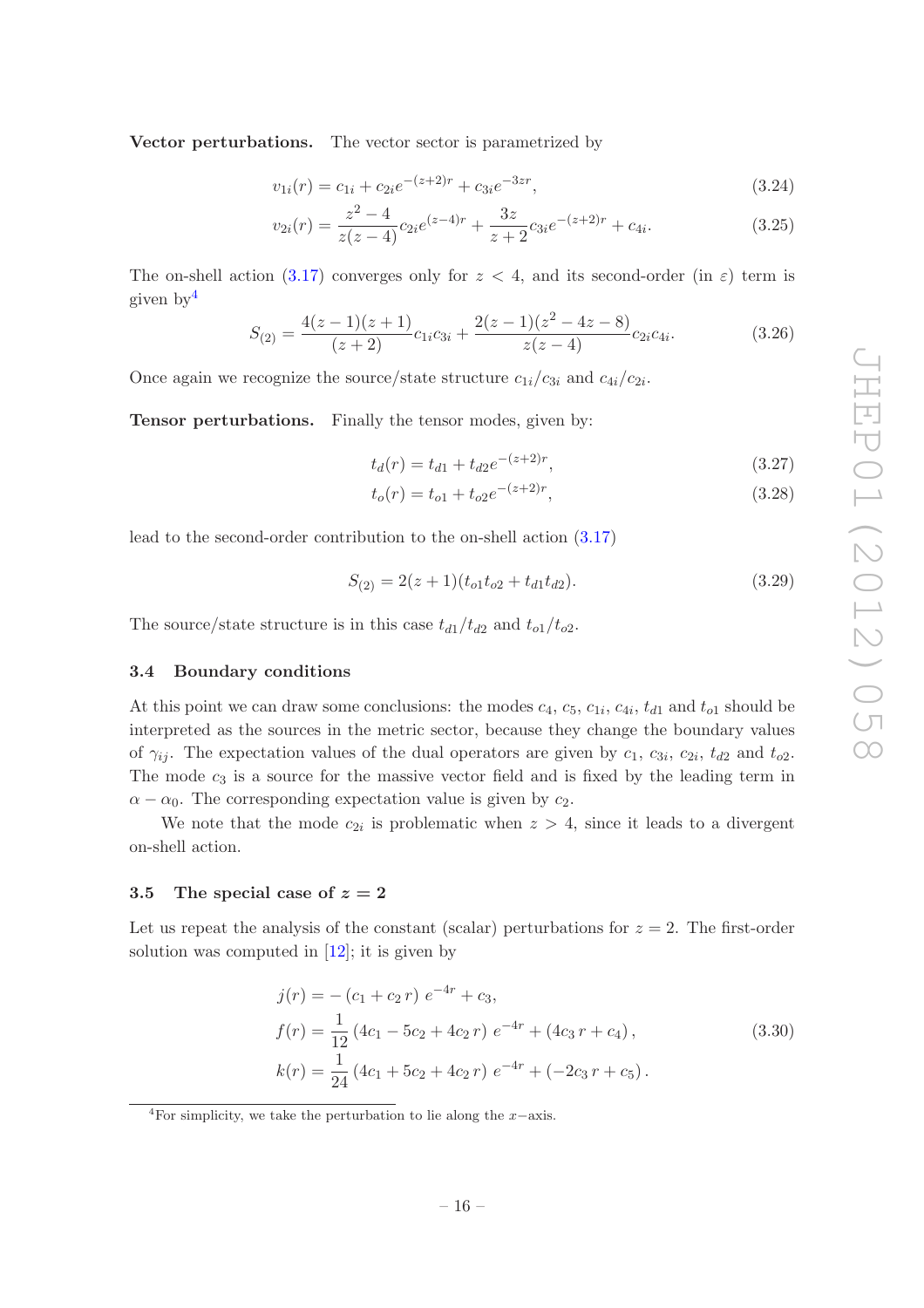**Vector perturbations.** The vector sector is parametrized by

$$v_{1i}(r) = c_{1i} + c_{2i} e^{-(z+2)r} + c_{3i} e^{-3zr}, \tag{3.24}$$

$$v_{2i}(r) = \frac{z^2-4}{z(z-4)} c_{2i} e^{(z-4)r} + \frac{3z}{z+2} c_{3i} e^{-(z+2)r} + c_{4i}. \tag{3.25}$$

The on-shell action (3.17) converges only for $z < 4$, and its second-order (in $\varepsilon$) term is given by[4]

$$S_{(2)} = \frac{4(z-1)(z+1)}{(z+2)} c_{1i} c_{3i} + \frac{2(z-1)(z^2-4z-8)}{z(z-4)} c_{2i} c_{4i}. \tag{3.26}$$

Once again we recognize the source/state structure $c_{1i}/c_{3i}$ and $c_{4i}/c_{2i}$.

**Tensor perturbations.** Finally the tensor modes, given by:

$$t_d(r) = t_{d1} + t_{d2} e^{-(z+2)r}, \tag{3.27}$$

$$t_o(r) = t_{o1} + t_{o2} e^{-(z+2)r}, \tag{3.28}$$

lead to the second-order contribution to the on-shell action (3.17)

$$S_{(2)} = 2(z+1)(t_{o1} t_{o2} + t_{d1} t_{d2}). \tag{3.29}$$

The source/state structure is in this case $t_{d1}/t_{d2}$ and $t_{o1}/t_{o2}$.

### 3.4 Boundary conditions

At this point we can draw some conclusions: the modes $c_4$, $c_5$, $c_{1i}$, $c_{4i}$, $t_{d1}$ and $t_{o1}$ should be interpreted as the sources in the metric sector, because they change the boundary values of $\gamma_{ij}$. The expectation values of the dual operators are given by $c_1$, $c_{3i}$, $c_{2i}$, $t_{d2}$ and $t_{o2}$. The mode $c_3$ is a source for the massive vector field and is fixed by the leading term in $\alpha - \alpha_0$. The corresponding expectation value is given by $c_2$.

We note that the mode $c_{2i}$ is problematic when $z > 4$, since it leads to a divergent on-shell action.

### 3.5 The special case of $z = 2$

Let us repeat the analysis of the constant (scalar) perturbations for $z = 2$. The first-order solution was computed in [12]; it is given by

$$\begin{aligned}
j(r) &= -\left(c_1 + c_2\, r\right) e^{-4r} + c_3, \\
f(r) &= \frac{1}{12}\left(4c_1 - 5c_2 + 4c_2\, r\right) e^{-4r} + \left(4c_3\, r + c_4\right), \\
k(r) &= \frac{1}{24}\left(4c_1 + 5c_2 + 4c_2\, r\right) e^{-4r} + \left(-2c_3\, r + c_5\right).
\end{aligned} \tag{3.30}$$

---

[4] For simplicity, we take the perturbation to lie along the $x-$axis.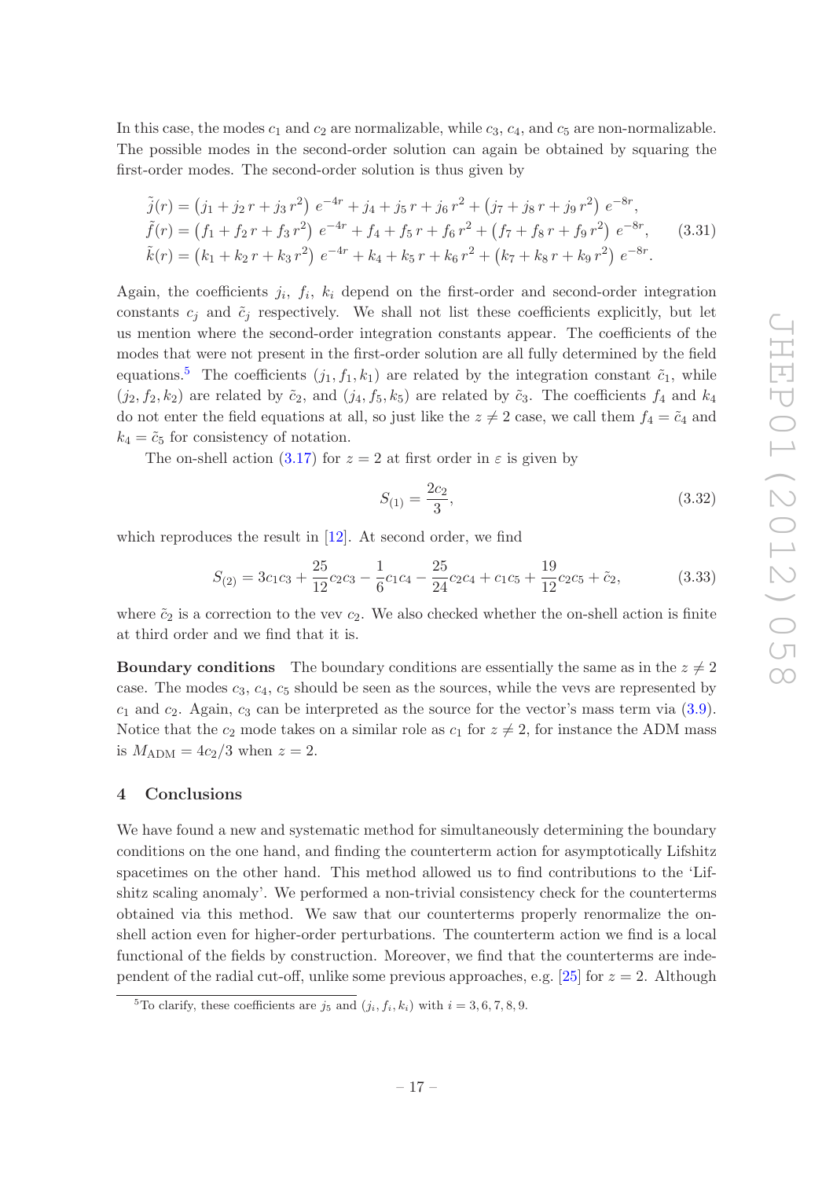In this case, the modes $c_1$ and $c_2$ are normalizable, while $c_3$, $c_4$, and $c_5$ are non-normalizable. The possible modes in the second-order solution can again be obtained by squaring the first-order modes. The second-order solution is thus given by

$$
\begin{aligned}
\tilde{j}(r) &= \left(j_1 + j_2\, r + j_3\, r^2\right)\, e^{-4r} + j_4 + j_5\, r + j_6\, r^2 + \left(j_7 + j_8\, r + j_9\, r^2\right)\, e^{-8r}, \\
\tilde{f}(r) &= \left(f_1 + f_2\, r + f_3\, r^2\right)\, e^{-4r} + f_4 + f_5\, r + f_6\, r^2 + \left(f_7 + f_8\, r + f_9\, r^2\right)\, e^{-8r}, \\
\tilde{k}(r) &= \left(k_1 + k_2\, r + k_3\, r^2\right)\, e^{-4r} + k_4 + k_5\, r + k_6\, r^2 + \left(k_7 + k_8\, r + k_9\, r^2\right)\, e^{-8r}.
\end{aligned} \tag{3.31}
$$

Again, the coefficients $j_i$, $f_i$, $k_i$ depend on the first-order and second-order integration constants $c_j$ and $\tilde{c}_j$ respectively. We shall not list these coefficients explicitly, but let us mention where the second-order integration constants appear. The coefficients of the modes that were not present in the first-order solution are all fully determined by the field equations.[5] The coefficients $(j_1, f_1, k_1)$ are related by the integration constant $\tilde{c}_1$, while $(j_2, f_2, k_2)$ are related by $\tilde{c}_2$, and $(j_4, f_5, k_5)$ are related by $\tilde{c}_3$. The coefficients $f_4$ and $k_4$ do not enter the field equations at all, so just like the $z \neq 2$ case, we call them $f_4 = \tilde{c}_4$ and $k_4 = \tilde{c}_5$ for consistency of notation.

The on-shell action (3.17) for $z = 2$ at first order in $\varepsilon$ is given by

$$
S_{(1)} = \frac{2c_2}{3}, \tag{3.32}
$$

which reproduces the result in [12]. At second order, we find

$$
S_{(2)} = 3c_1c_3 + \frac{25}{12}c_2c_3 - \frac{1}{6}c_1c_4 - \frac{25}{24}c_2c_4 + c_1c_5 + \frac{19}{12}c_2c_5 + \tilde{c}_2, \tag{3.33}
$$

where $\tilde{c}_2$ is a correction to the vev $c_2$. We also checked whether the on-shell action is finite at third order and we find that it is.

**Boundary conditions** The boundary conditions are essentially the same as in the $z \neq 2$ case. The modes $c_3$, $c_4$, $c_5$ should be seen as the sources, while the vevs are represented by $c_1$ and $c_2$. Again, $c_3$ can be interpreted as the source for the vector's mass term via (3.9). Notice that the $c_2$ mode takes on a similar role as $c_1$ for $z \neq 2$, for instance the ADM mass is $M_{\text{ADM}} = 4c_2/3$ when $z = 2$.

## 4 Conclusions

We have found a new and systematic method for simultaneously determining the boundary conditions on the one hand, and finding the counterterm action for asymptotically Lifshitz spacetimes on the other hand. This method allowed us to find contributions to the 'Lifshitz scaling anomaly'. We performed a non-trivial consistency check for the counterterms obtained via this method. We saw that our counterterms properly renormalize the on-shell action even for higher-order perturbations. The counterterm action we find is a local functional of the fields by construction. Moreover, we find that the counterterms are independent of the radial cut-off, unlike some previous approaches, e.g. [25] for $z = 2$. Although

[5] To clarify, these coefficients are $j_5$ and $(j_i, f_i, k_i)$ with $i = 3, 6, 7, 8, 9$.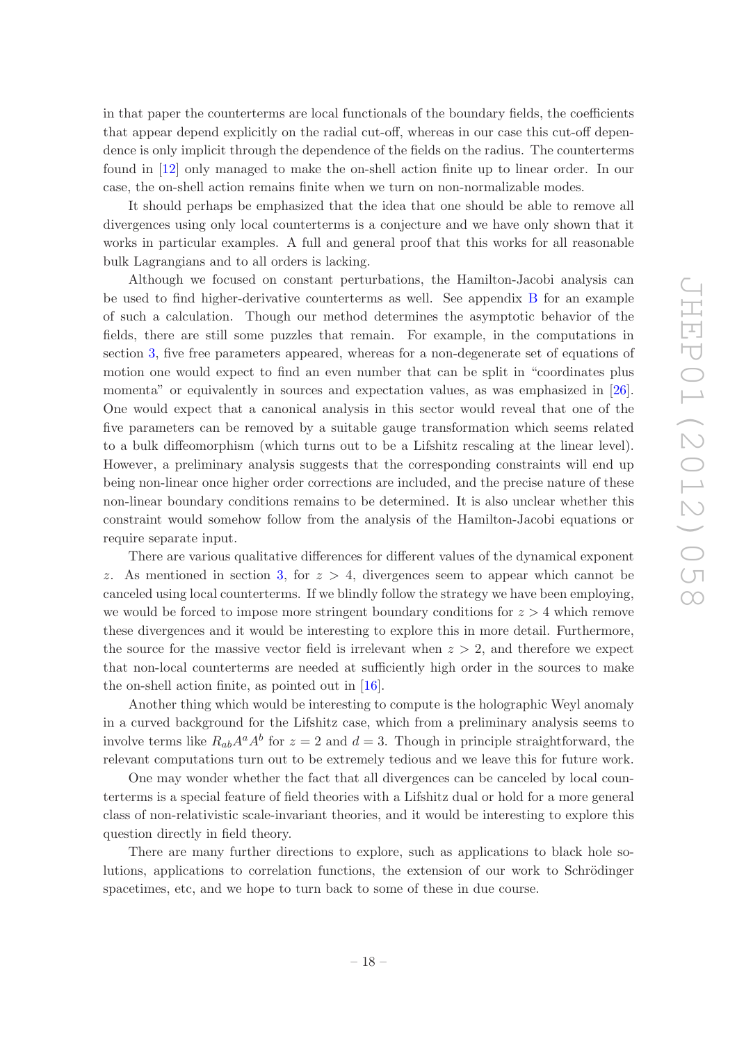in that paper the counterterms are local functionals of the boundary fields, the coefficients that appear depend explicitly on the radial cut-off, whereas in our case this cut-off dependence is only implicit through the dependence of the fields on the radius. The counterterms found in [12] only managed to make the on-shell action finite up to linear order. In our case, the on-shell action remains finite when we turn on non-normalizable modes.

It should perhaps be emphasized that the idea that one should be able to remove all divergences using only local counterterms is a conjecture and we have only shown that it works in particular examples. A full and general proof that this works for all reasonable bulk Lagrangians and to all orders is lacking.

Although we focused on constant perturbations, the Hamilton-Jacobi analysis can be used to find higher-derivative counterterms as well. See appendix B for an example of such a calculation. Though our method determines the asymptotic behavior of the fields, there are still some puzzles that remain. For example, in the computations in section 3, five free parameters appeared, whereas for a non-degenerate set of equations of motion one would expect to find an even number that can be split in "coordinates plus momenta" or equivalently in sources and expectation values, as was emphasized in [26]. One would expect that a canonical analysis in this sector would reveal that one of the five parameters can be removed by a suitable gauge transformation which seems related to a bulk diffeomorphism (which turns out to be a Lifshitz rescaling at the linear level). However, a preliminary analysis suggests that the corresponding constraints will end up being non-linear once higher order corrections are included, and the precise nature of these non-linear boundary conditions remains to be determined. It is also unclear whether this constraint would somehow follow from the analysis of the Hamilton-Jacobi equations or require separate input.

There are various qualitative differences for different values of the dynamical exponent $z$. As mentioned in section 3, for $z > 4$, divergences seem to appear which cannot be canceled using local counterterms. If we blindly follow the strategy we have been employing, we would be forced to impose more stringent boundary conditions for $z > 4$ which remove these divergences and it would be interesting to explore this in more detail. Furthermore, the source for the massive vector field is irrelevant when $z > 2$, and therefore we expect that non-local counterterms are needed at sufficiently high order in the sources to make the on-shell action finite, as pointed out in [16].

Another thing which would be interesting to compute is the holographic Weyl anomaly in a curved background for the Lifshitz case, which from a preliminary analysis seems to involve terms like $R_{ab}A^aA^b$ for $z = 2$ and $d = 3$. Though in principle straightforward, the relevant computations turn out to be extremely tedious and we leave this for future work.

One may wonder whether the fact that all divergences can be canceled by local counterterms is a special feature of field theories with a Lifshitz dual or hold for a more general class of non-relativistic scale-invariant theories, and it would be interesting to explore this question directly in field theory.

There are many further directions to explore, such as applications to black hole solutions, applications to correlation functions, the extension of our work to Schrödinger spacetimes, etc, and we hope to turn back to some of these in due course.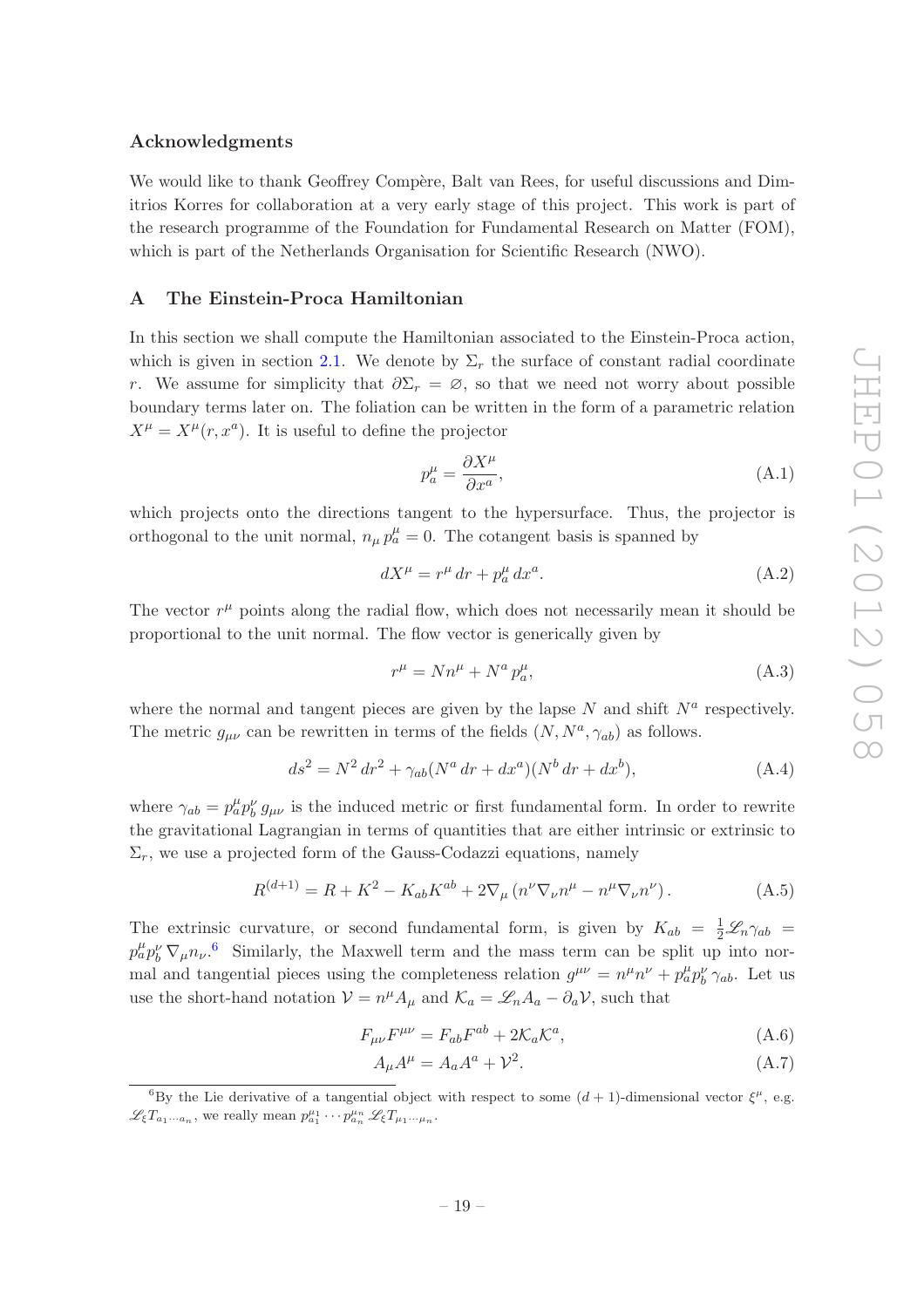### Acknowledgments

We would like to thank Geoffrey Compère, Balt van Rees, for useful discussions and Dimitrios Korres for collaboration at a very early stage of this project. This work is part of the research programme of the Foundation for Fundamental Research on Matter (FOM), which is part of the Netherlands Organisation for Scientific Research (NWO).

## A The Einstein-Proca Hamiltonian

In this section we shall compute the Hamiltonian associated to the Einstein-Proca action, which is given in section 2.1. We denote by $\Sigma_r$ the surface of constant radial coordinate $r$. We assume for simplicity that $\partial\Sigma_r = \varnothing$, so that we need not worry about possible boundary terms later on. The foliation can be written in the form of a parametric relation $X^\mu = X^\mu(r, x^a)$. It is useful to define the projector

$$p_a^\mu = \frac{\partial X^\mu}{\partial x^a}, \tag{A.1}$$

which projects onto the directions tangent to the hypersurface. Thus, the projector is orthogonal to the unit normal, $n_\mu \, p_a^\mu = 0$. The cotangent basis is spanned by

$$dX^\mu = r^\mu \, dr + p_a^\mu \, dx^a. \tag{A.2}$$

The vector $r^\mu$ points along the radial flow, which does not necessarily mean it should be proportional to the unit normal. The flow vector is generically given by

$$r^\mu = N n^\mu + N^a \, p_a^\mu, \tag{A.3}$$

where the normal and tangent pieces are given by the lapse $N$ and shift $N^a$ respectively. The metric $g_{\mu\nu}$ can be rewritten in terms of the fields $(N, N^a, \gamma_{ab})$ as follows.

$$ds^2 = N^2 \, dr^2 + \gamma_{ab}(N^a \, dr + dx^a)(N^b \, dr + dx^b), \tag{A.4}$$

where $\gamma_{ab} = p_a^\mu p_b^\nu \, g_{\mu\nu}$ is the induced metric or first fundamental form. In order to rewrite the gravitational Lagrangian in terms of quantities that are either intrinsic or extrinsic to $\Sigma_r$, we use a projected form of the Gauss-Codazzi equations, namely

$$R^{(d+1)} = R + K^2 - K_{ab}K^{ab} + 2\nabla_\mu \left( n^\nu \nabla_\nu n^\mu - n^\mu \nabla_\nu n^\nu \right). \tag{A.5}$$

The extrinsic curvature, or second fundamental form, is given by $K_{ab} = \frac{1}{2}\mathscr{L}_n \gamma_{ab} = p_a^\mu p_b^\nu \, \nabla_\mu n_\nu$.[6] Similarly, the Maxwell term and the mass term can be split up into normal and tangential pieces using the completeness relation $g^{\mu\nu} = n^\mu n^\nu + p_a^\mu p_b^\nu \, \gamma_{ab}$. Let us use the short-hand notation $\mathcal{V} = n^\mu A_\mu$ and $\mathcal{K}_a = \mathscr{L}_n A_a - \partial_a \mathcal{V}$, such that

$$F_{\mu\nu}F^{\mu\nu} = F_{ab}F^{ab} + 2\mathcal{K}_a\mathcal{K}^a, \tag{A.6}$$

$$A_\mu A^\mu = A_a A^a + \mathcal{V}^2. \tag{A.7}$$

[6] By the Lie derivative of a tangential object with respect to some $(d+1)$-dimensional vector $\xi^\mu$, e.g. $\mathscr{L}_\xi T_{a_1 \cdots a_n}$, we really mean $p_{a_1}^{\mu_1} \cdots p_{a_n}^{\mu_n} \, \mathscr{L}_\xi T_{\mu_1 \cdots \mu_n}$.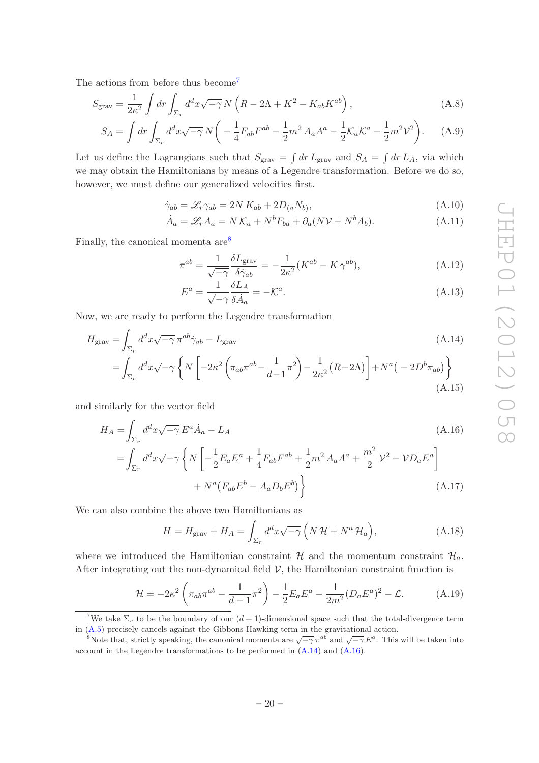The actions from before thus become[7]

$$S_{\rm grav} = \frac{1}{2\kappa^2}\int dr \int_{\Sigma_r} d^dx\sqrt{-\gamma}\, N\left(R - 2\Lambda + K^2 - K_{ab}K^{ab}\right), \tag{A.8}$$

$$S_A = \int dr \int_{\Sigma_r} d^dx\sqrt{-\gamma}\, N\bigg( -\frac{1}{4}F_{ab}F^{ab} - \frac{1}{2}m^2\, A_aA^a - \frac{1}{2}\mathcal{K}_a\mathcal{K}^a - \frac{1}{2}m^2\mathcal{V}^2\bigg). \tag{A.9}$$

Let us define the Lagrangians such that $S_{\rm grav} = \int dr\, L_{\rm grav}$ and $S_A = \int dr\, L_A$, via which we may obtain the Hamiltonians by means of a Legendre transformation. Before we do so, however, we must define our generalized velocities first.

$$\dot\gamma_{ab} = \mathscr{L}_r\gamma_{ab} = 2N\, K_{ab} + 2D_{(a}N_{b)}, \tag{A.10}$$

$$\dot A_a = \mathscr{L}_r A_a = N\,\mathcal{K}_a + N^bF_{ba} + \partial_a(N\mathcal{V} + N^bA_b). \tag{A.11}$$

Finally, the canonical momenta are[8]

$$\pi^{ab} = \frac{1}{\sqrt{-\gamma}}\frac{\delta L_{\rm grav}}{\delta\dot\gamma_{ab}} = -\frac{1}{2\kappa^2}(K^{ab} - K\,\gamma^{ab}), \tag{A.12}$$

$$E^a = \frac{1}{\sqrt{-\gamma}}\frac{\delta L_A}{\delta\dot A_a} = -\mathcal{K}^a. \tag{A.13}$$

Now, we are ready to perform the Legendre transformation

$$\begin{aligned} H_{\rm grav} =& \int_{\Sigma_r} d^dx\sqrt{-\gamma}\,\pi^{ab}\dot\gamma_{ab} - L_{\rm grav} &\text{(A.14)}\\ =& \int_{\Sigma_r} d^dx\sqrt{-\gamma}\left\{N\left[-2\kappa^2\left(\pi_{ab}\pi^{ab} - \frac{1}{d-1}\pi^2\right) - \frac{1}{2\kappa^2}(R - 2\Lambda)\right] + N^a\big(-2D^b\pi_{ab}\big)\right\} &\text{(A.15)}\end{aligned}$$

and similarly for the vector field

$$\begin{aligned} H_A =& \int_{\Sigma_r} d^dx\sqrt{-\gamma}\, E^a\dot A_a - L_A &\text{(A.16)}\\ =& \int_{\Sigma_r} d^dx\sqrt{-\gamma}\bigg\{N\left[-\frac{1}{2}E_aE^a + \frac{1}{4}F_{ab}F^{ab} + \frac{1}{2}m^2\, A_aA^a + \frac{m^2}{2}\,\mathcal{V}^2 - \mathcal{V}D_aE^a\right] \\ &\qquad + N^a\big(F_{ab}E^b - A_aD_bE^b\big)\bigg\} &\text{(A.17)}\end{aligned}$$

We can also combine the above two Hamiltonians as

$$H = H_{\rm grav} + H_A = \int_{\Sigma_r} d^dx\sqrt{-\gamma}\Big(N\,\mathcal{H} + N^a\,\mathcal{H}_a\Big), \tag{A.18}$$

where we introduced the Hamiltonian constraint $\mathcal{H}$ and the momentum constraint $\mathcal{H}_a$. After integrating out the non-dynamical field $\mathcal{V}$, the Hamiltonian constraint function is

$$\mathcal{H} = -2\kappa^2\left(\pi_{ab}\pi^{ab} - \frac{1}{d-1}\pi^2\right) - \frac{1}{2}E_aE^a - \frac{1}{2m^2}(D_aE^a)^2 - \mathcal{L}. \tag{A.19}$$

---

[7] We take $\Sigma_r$ to be the boundary of our $(d+1)$-dimensional space such that the total-divergence term in (A.5) precisely cancels against the Gibbons-Hawking term in the gravitational action.

[8] Note that, strictly speaking, the canonical momenta are $\sqrt{-\gamma}\,\pi^{ab}$ and $\sqrt{-\gamma}\,E^a$. This will be taken into account in the Legendre transformations to be performed in (A.14) and (A.16).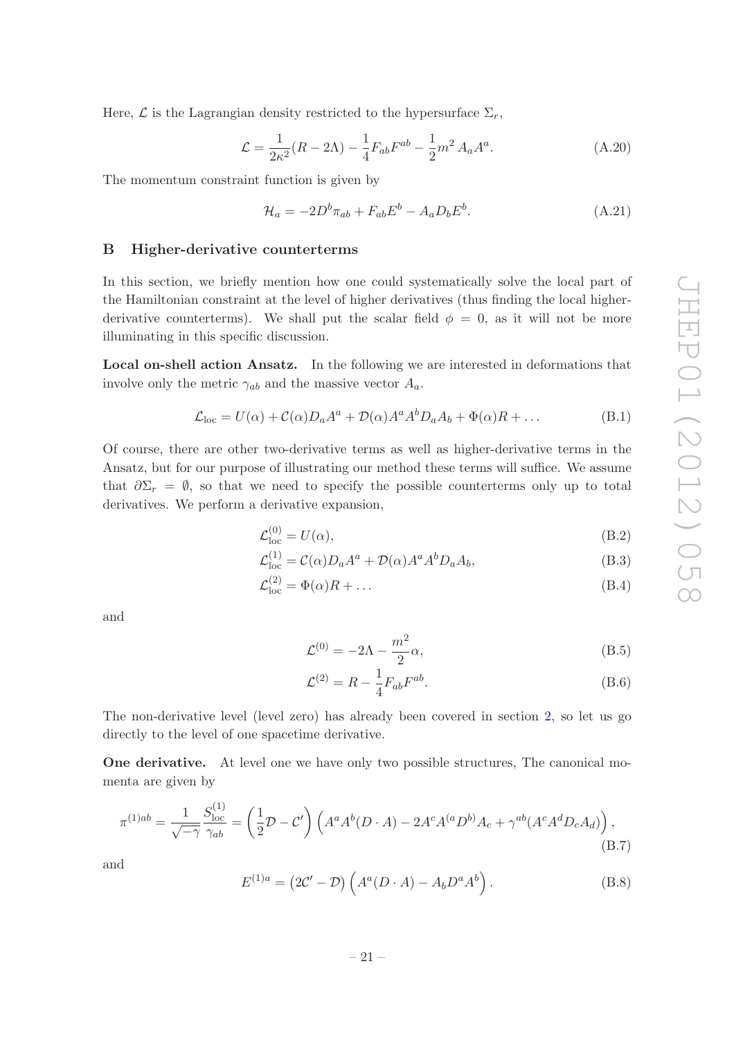Here, $\mathcal{L}$ is the Lagrangian density restricted to the hypersurface $\Sigma_r$,

$$\mathcal{L} = \frac{1}{2\kappa^2}(R - 2\Lambda) - \frac{1}{4}F_{ab}F^{ab} - \frac{1}{2}m^2\, A_a A^a. \tag{A.20}$$

The momentum constraint function is given by

$$\mathcal{H}_a = -2D^b \pi_{ab} + F_{ab}E^b - A_a D_b E^b. \tag{A.21}$$

## B Higher-derivative counterterms

In this section, we briefly mention how one could systematically solve the local part of the Hamiltonian constraint at the level of higher derivatives (thus finding the local higher-derivative counterterms). We shall put the scalar field $\phi = 0$, as it will not be more illuminating in this specific discussion.

**Local on-shell action Ansatz.** In the following we are interested in deformations that involve only the metric $\gamma_{ab}$ and the massive vector $A_a$.

$$\mathcal{L}_{\rm loc} = U(\alpha) + \mathcal{C}(\alpha) D_a A^a + \mathcal{D}(\alpha) A^a A^b D_a A_b + \Phi(\alpha) R + \dots \tag{B.1}$$

Of course, there are other two-derivative terms as well as higher-derivative terms in the Ansatz, but for our purpose of illustrating our method these terms will suffice. We assume that $\partial\Sigma_r = \emptyset$, so that we need to specify the possible counterterms only up to total derivatives. We perform a derivative expansion,

$$\mathcal{L}^{(0)}_{\rm loc} = U(\alpha), \tag{B.2}$$

$$\mathcal{L}^{(1)}_{\rm loc} = \mathcal{C}(\alpha) D_a A^a + \mathcal{D}(\alpha) A^a A^b D_a A_b, \tag{B.3}$$

$$\mathcal{L}^{(2)}_{\rm loc} = \Phi(\alpha) R + \dots \tag{B.4}$$

and

$$\mathcal{L}^{(0)} = -2\Lambda - \frac{m^2}{2}\alpha, \tag{B.5}$$

$$\mathcal{L}^{(2)} = R - \frac{1}{4}F_{ab}F^{ab}. \tag{B.6}$$

The non-derivative level (level zero) has already been covered in section 2, so let us go directly to the level of one spacetime derivative.

**One derivative.** At level one we have only two possible structures, The canonical momenta are given by

$$\pi^{(1)ab} = \frac{1}{\sqrt{-\gamma}} \frac{S^{(1)}_{\rm loc}}{\gamma_{ab}} = \left(\frac{1}{2}\mathcal{D} - \mathcal{C}'\right)\left(A^a A^b (D\cdot A) - 2A^c A^{(a} D^{b)} A_c + \gamma^{ab}(A^c A^d D_c A_d)\right), \tag{B.7}$$

and

$$E^{(1)a} = \left(2\mathcal{C}' - \mathcal{D}\right)\left(A^a (D\cdot A) - A_b D^a A^b\right). \tag{B.8}$$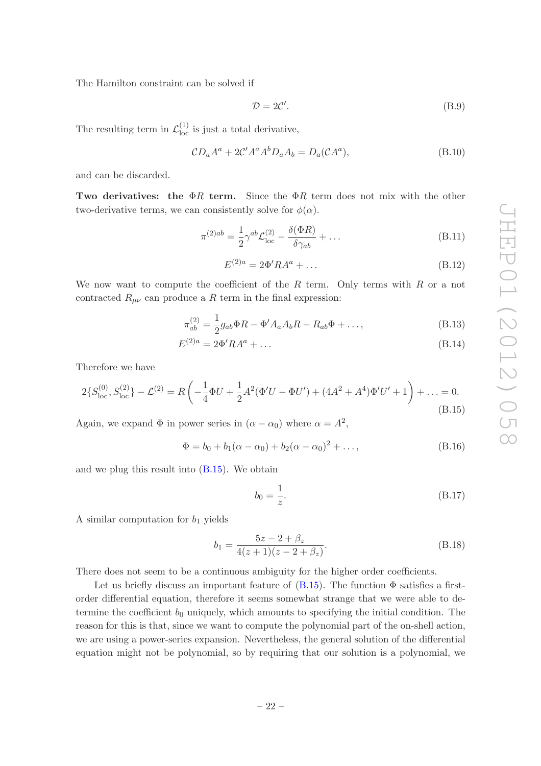The Hamilton constraint can be solved if

$$\mathcal{D} = 2\mathcal{C}'. \tag{B.9}$$

The resulting term in $\mathcal{L}^{(1)}_{\rm loc}$ is just a total derivative,

$$\mathcal{C} D_a A^a + 2\mathcal{C}' A^a A^b D_a A_b = D_a(\mathcal{C} A^a), \tag{B.10}$$

and can be discarded.

**Two derivatives: the $\Phi R$ term.** Since the $\Phi R$ term does not mix with the other two-derivative terms, we can consistently solve for $\phi(\alpha)$.

$$\pi^{(2)ab} = \frac{1}{2}\gamma^{ab}\mathcal{L}^{(2)}_{\rm loc} - \frac{\delta(\Phi R)}{\delta \gamma_{ab}} + \dots \tag{B.11}$$

$$E^{(2)a} = 2\Phi' R A^a + \dots \tag{B.12}$$

We now want to compute the coefficient of the $R$ term. Only terms with $R$ or a not contracted $R_{\mu\nu}$ can produce a $R$ term in the final expression:

$$\pi^{(2)}_{ab} = \frac{1}{2} g_{ab}\Phi R - \Phi' A_a A_b R - R_{ab}\Phi + \dots, \tag{B.13}$$

$$E^{(2)a} = 2\Phi' R A^a + \dots \tag{B.14}$$

Therefore we have

$$2\{S^{(0)}_{\rm loc}, S^{(2)}_{\rm loc}\} - \mathcal{L}^{(2)} = R\left(-\frac{1}{4}\Phi U + \frac{1}{2}A^2(\Phi' U - \Phi U') + (4A^2 + A^4)\Phi' U' + 1\right) + \dots = 0. \tag{B.15}$$

Again, we expand $\Phi$ in power series in $(\alpha - \alpha_0)$ where $\alpha = A^2$,

$$\Phi = b_0 + b_1(\alpha - \alpha_0) + b_2(\alpha - \alpha_0)^2 + \dots, \tag{B.16}$$

and we plug this result into (B.15). We obtain

$$b_0 = \frac{1}{z}. \tag{B.17}$$

A similar computation for $b_1$ yields

$$b_1 = \frac{5z - 2 + \beta_z}{4(z+1)(z - 2 + \beta_z)}. \tag{B.18}$$

There does not seem to be a continuous ambiguity for the higher order coefficients.

Let us briefly discuss an important feature of (B.15). The function $\Phi$ satisfies a first-order differential equation, therefore it seems somewhat strange that we were able to determine the coefficient $b_0$ uniquely, which amounts to specifying the initial condition. The reason for this is that, since we want to compute the polynomial part of the on-shell action, we are using a power-series expansion. Nevertheless, the general solution of the differential equation might not be polynomial, so by requiring that our solution is a polynomial, we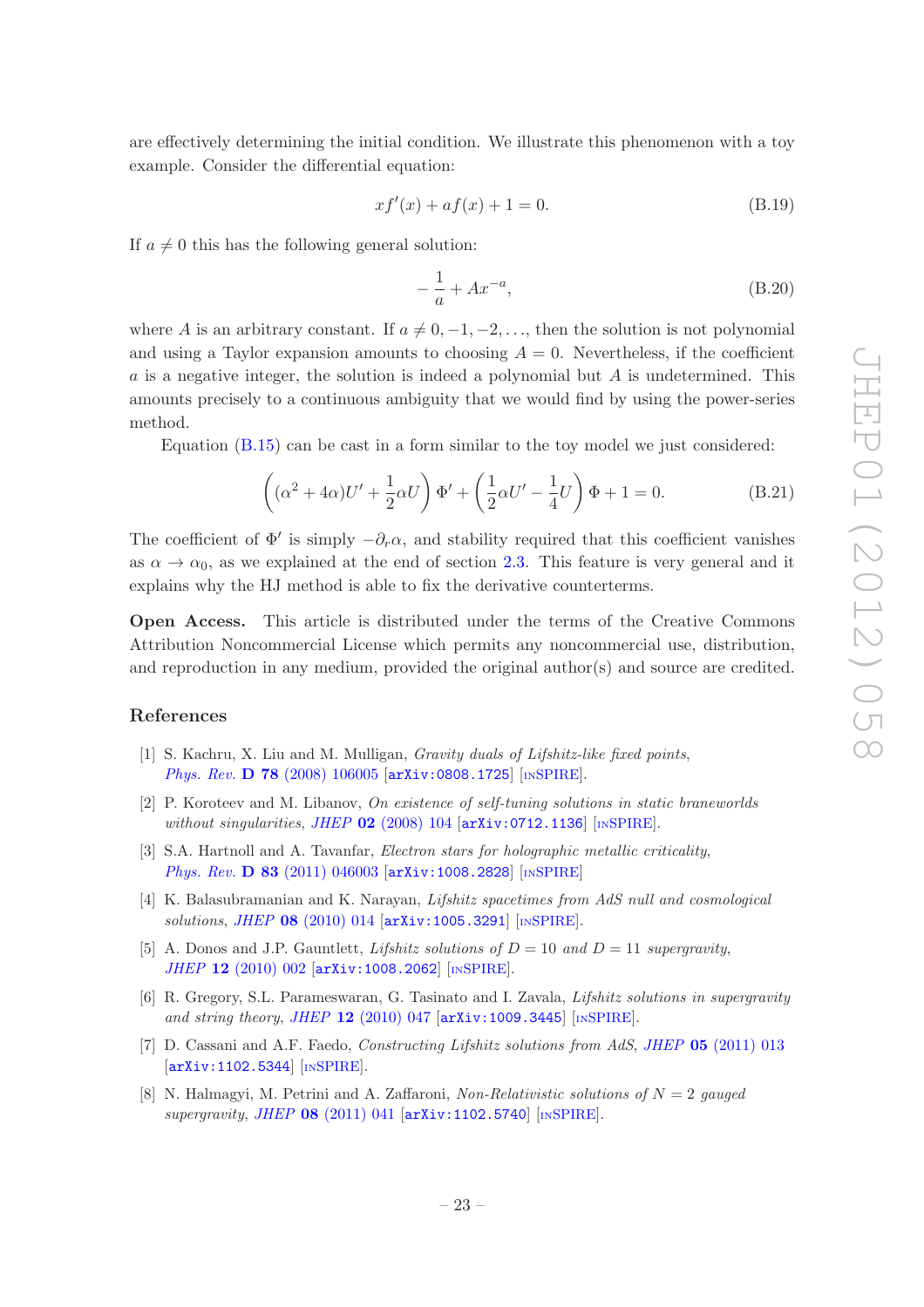are effectively determining the initial condition. We illustrate this phenomenon with a toy example. Consider the differential equation:

$$x f'(x) + a f(x) + 1 = 0. \tag{B.19}$$

If $a \neq 0$ this has the following general solution:

$$-\frac{1}{a} + A x^{-a}, \tag{B.20}$$

where $A$ is an arbitrary constant. If $a \neq 0, -1, -2, \ldots$, then the solution is not polynomial and using a Taylor expansion amounts to choosing $A = 0$. Nevertheless, if the coefficient $a$ is a negative integer, the solution is indeed a polynomial but $A$ is undetermined. This amounts precisely to a continuous ambiguity that we would find by using the power-series method.

Equation (B.15) can be cast in a form similar to the toy model we just considered:

$$\left( (\alpha^2 + 4\alpha) U' + \frac{1}{2}\alpha U \right) \Phi' + \left( \frac{1}{2}\alpha U' - \frac{1}{4} U \right) \Phi + 1 = 0. \tag{B.21}$$

The coefficient of $\Phi'$ is simply $-\partial_r \alpha$, and stability required that this coefficient vanishes as $\alpha \to \alpha_0$, as we explained at the end of section 2.3. This feature is very general and it explains why the HJ method is able to fix the derivative counterterms.

**Open Access.** This article is distributed under the terms of the Creative Commons Attribution Noncommercial License which permits any noncommercial use, distribution, and reproduction in any medium, provided the original author(s) and source are credited.

## References

[1] S. Kachru, X. Liu and M. Mulligan, *Gravity duals of Lifshitz-like fixed points*, *Phys. Rev.* **D 78** (2008) 106005 [arXiv:0808.1725] [INSPIRE].

[2] P. Koroteev and M. Libanov, *On existence of self-tuning solutions in static braneworlds without singularities*, *JHEP* **02** (2008) 104 [arXiv:0712.1136] [INSPIRE].

[3] S.A. Hartnoll and A. Tavanfar, *Electron stars for holographic metallic criticality*, *Phys. Rev.* **D 83** (2011) 046003 [arXiv:1008.2828] [INSPIRE]

[4] K. Balasubramanian and K. Narayan, *Lifshitz spacetimes from AdS null and cosmological solutions*, *JHEP* **08** (2010) 014 [arXiv:1005.3291] [INSPIRE].

[5] A. Donos and J.P. Gauntlett, *Lifshitz solutions of $D = 10$ and $D = 11$ supergravity*, *JHEP* **12** (2010) 002 [arXiv:1008.2062] [INSPIRE].

[6] R. Gregory, S.L. Parameswaran, G. Tasinato and I. Zavala, *Lifshitz solutions in supergravity and string theory*, *JHEP* **12** (2010) 047 [arXiv:1009.3445] [INSPIRE].

[7] D. Cassani and A.F. Faedo, *Constructing Lifshitz solutions from AdS*, *JHEP* **05** (2011) 013 [arXiv:1102.5344] [INSPIRE].

[8] N. Halmagyi, M. Petrini and A. Zaffaroni, *Non-Relativistic solutions of $N = 2$ gauged supergravity*, *JHEP* **08** (2011) 041 [arXiv:1102.5740] [INSPIRE].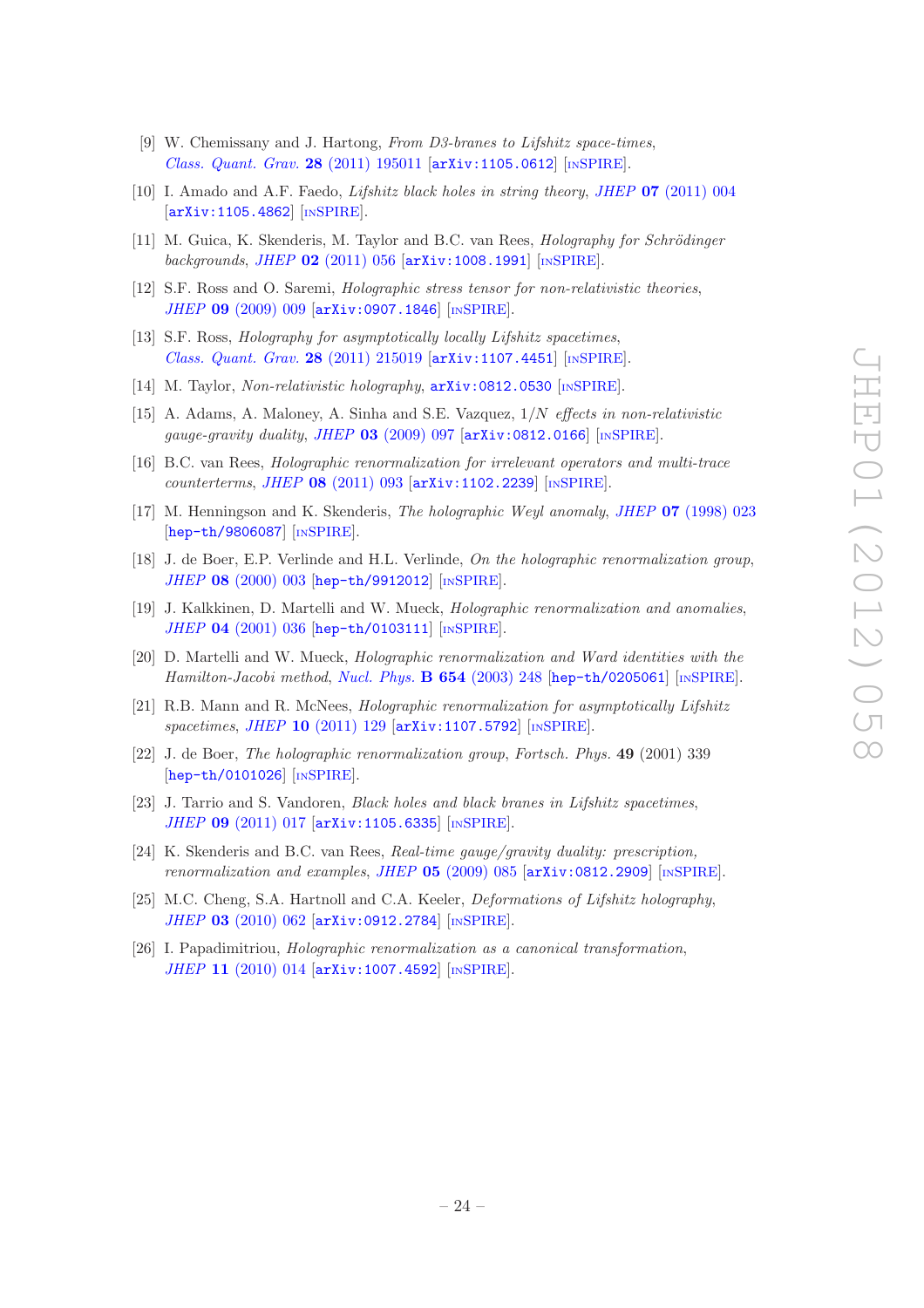[9] W. Chemissany and J. Hartong, *From D3-branes to Lifshitz space-times*, *Class. Quant. Grav.* **28** (2011) 195011 [arXiv:1105.0612] [INSPIRE].

[10] I. Amado and A.F. Faedo, *Lifshitz black holes in string theory*, *JHEP* **07** (2011) 004 [arXiv:1105.4862] [INSPIRE].

[11] M. Guica, K. Skenderis, M. Taylor and B.C. van Rees, *Holography for Schrödinger backgrounds*, *JHEP* **02** (2011) 056 [arXiv:1008.1991] [INSPIRE].

[12] S.F. Ross and O. Saremi, *Holographic stress tensor for non-relativistic theories*, *JHEP* **09** (2009) 009 [arXiv:0907.1846] [INSPIRE].

[13] S.F. Ross, *Holography for asymptotically locally Lifshitz spacetimes*, *Class. Quant. Grav.* **28** (2011) 215019 [arXiv:1107.4451] [INSPIRE].

[14] M. Taylor, *Non-relativistic holography*, arXiv:0812.0530 [INSPIRE].

[15] A. Adams, A. Maloney, A. Sinha and S.E. Vazquez, *1/N effects in non-relativistic gauge-gravity duality*, *JHEP* **03** (2009) 097 [arXiv:0812.0166] [INSPIRE].

[16] B.C. van Rees, *Holographic renormalization for irrelevant operators and multi-trace counterterms*, *JHEP* **08** (2011) 093 [arXiv:1102.2239] [INSPIRE].

[17] M. Henningson and K. Skenderis, *The holographic Weyl anomaly*, *JHEP* **07** (1998) 023 [hep-th/9806087] [INSPIRE].

[18] J. de Boer, E.P. Verlinde and H.L. Verlinde, *On the holographic renormalization group*, *JHEP* **08** (2000) 003 [hep-th/9912012] [INSPIRE].

[19] J. Kalkkinen, D. Martelli and W. Mueck, *Holographic renormalization and anomalies*, *JHEP* **04** (2001) 036 [hep-th/0103111] [INSPIRE].

[20] D. Martelli and W. Mueck, *Holographic renormalization and Ward identities with the Hamilton-Jacobi method*, *Nucl. Phys.* **B 654** (2003) 248 [hep-th/0205061] [INSPIRE].

[21] R.B. Mann and R. McNees, *Holographic renormalization for asymptotically Lifshitz spacetimes*, *JHEP* **10** (2011) 129 [arXiv:1107.5792] [INSPIRE].

[22] J. de Boer, *The holographic renormalization group*, *Fortsch. Phys.* **49** (2001) 339 [hep-th/0101026] [INSPIRE].

[23] J. Tarrio and S. Vandoren, *Black holes and black branes in Lifshitz spacetimes*, *JHEP* **09** (2011) 017 [arXiv:1105.6335] [INSPIRE].

[24] K. Skenderis and B.C. van Rees, *Real-time gauge/gravity duality: prescription, renormalization and examples*, *JHEP* **05** (2009) 085 [arXiv:0812.2909] [INSPIRE].

[25] M.C. Cheng, S.A. Hartnoll and C.A. Keeler, *Deformations of Lifshitz holography*, *JHEP* **03** (2010) 062 [arXiv:0912.2784] [INSPIRE].

[26] I. Papadimitriou, *Holographic renormalization as a canonical transformation*, *JHEP* **11** (2010) 014 [arXiv:1007.4592] [INSPIRE].